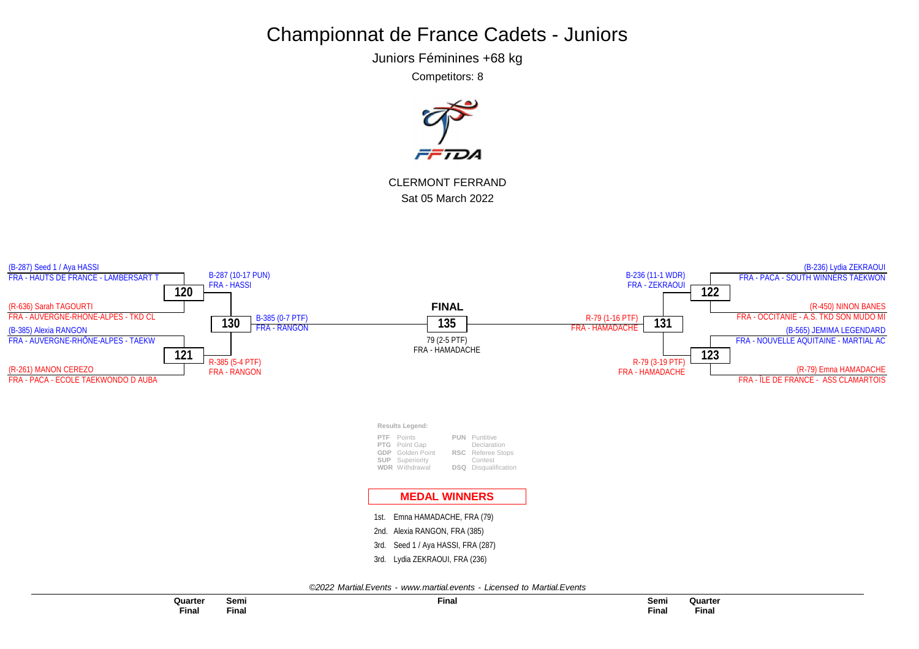# Championnat de France Cadets - Juniors

## Juniors Féminines +68 kg

Competitors: 8

CLERMONT FERRAND

Sat 05 March 2022

### Quarter Finals

**Match 120**
- (B-287) Seed 1 / Aya HASSI — FRA - HAUTS DE FRANCE - LAMBERSART T
- (R-636) Sarah TAGOURTI — FRA - AUVERGNE-RHÔNE-ALPES - TKD CL
- Winner: B-287 (10-17 PUN) FRA - HASSI

**Match 121**
- (B-385) Alexia RANGON — FRA - AUVERGNE-RHÔNE-ALPES - TAEKW
- (R-261) MANON CEREZO — FRA - PACA - ECOLE TAEKWONDO D AUBA
- Winner: R-385 (5-4 PTF) FRA - RANGON

**Match 122**
- (B-236) Lydia ZEKRAOUI — FRA - PACA - SOUTH WINNERS TAEKWON
- (R-450) NINON BANES — FRA - OCCITANIE - A.S. TKD SON MUDO MI
- Winner: B-236 (11-1 WDR) FRA - ZEKRAOUI

**Match 123**
- (B-565) JEMIMA LEGENDARD — FRA - NOUVELLE AQUITAINE - MARTIAL AC
- (R-79) Emna HAMADACHE — FRA - ÎLE DE FRANCE - ASS CLAMARTOIS
- Winner: R-79 (3-19 PTF) FRA - HAMADACHE

### Semi Finals

**Match 130**
- Winner: B-385 (0-7 PTF) FRA - RANGON

**Match 131**
- Winner: R-79 (1-16 PTF) FRA - HAMADACHE

### FINAL

**Match 135**
- Winner: 79 (2-5 PTF) FRA - HAMADACHE

**Results Legend:**

| | | | |
|---|---|---|---|
| PTF | Points | PUN | Puntitive Declaration |
| PTG | Point Gap | RSC | Referee Stops Contest |
| GDP | Golden Point | DSQ | Disqualification |
| SUP | Superiority | | |
| WDR | Withdrawal | | |

## MEDAL WINNERS

1st. Emna HAMADACHE, FRA (79)

2nd. Alexia RANGON, FRA (385)

3rd. Seed 1 / Aya HASSI, FRA (287)

3rd. Lydia ZEKRAOUI, FRA (236)

*©2022 Martial.Events - www.martial.events - Licensed to Martial.Events*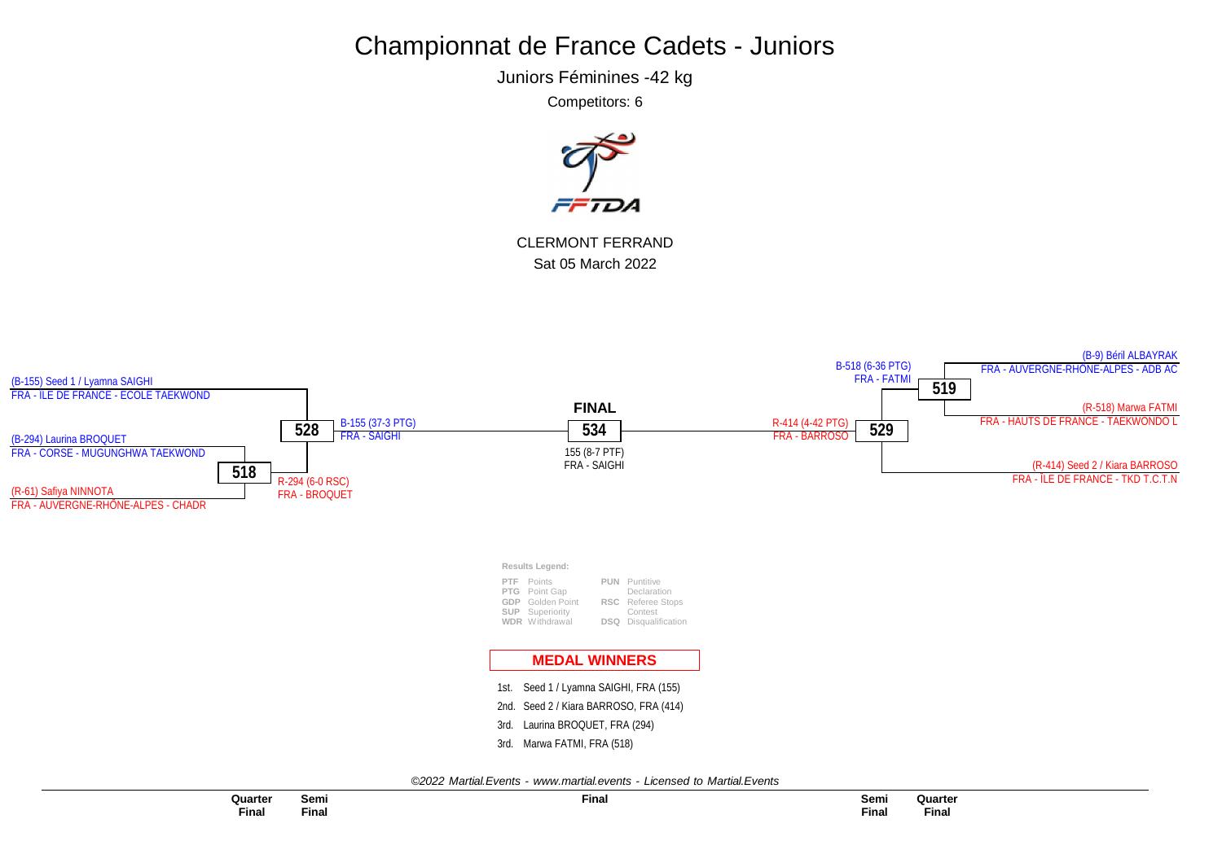# Championnat de France Cadets - Juniors

## Juniors Féminines -42 kg

Competitors: 6

FFTDA

CLERMONT FERRAND

Sat 05 March 2022

(B-155) Seed 1 / Lyamna SAIGHI
FRA - ÎLE DE FRANCE - ECOLE TAEKWOND

(B-294) Laurina BROQUET
FRA - CORSE - MUGUNGHWA TAEKWOND

**518**

(R-61) Safiya NINNOTA
FRA - AUVERGNE-RHÔNE-ALPES - CHADR

R-294 (6-0 RSC)
FRA - BROQUET

**528**

B-155 (37-3 PTG)
FRA - SAIGHI

**FINAL**

**534**

155 (8-7 PTF)
FRA - SAIGHI

R-414 (4-42 PTG)
FRA - BARROSO

**529**

B-518 (6-36 PTG)
FRA - FATMI

**519**

(B-9) Béril ALBAYRAK
FRA - AUVERGNE-RHÔNE-ALPES - ADB AC

(R-518) Marwa FATMI
FRA - HAUTS DE FRANCE - TAEKWONDO L

(R-414) Seed 2 / Kiara BARROSO
FRA - ÎLE DE FRANCE - TKD T.C.T.N

**Results Legend:**

| | | | |
|---|---|---|---|
| PTF | Points | PUN | Puntitive Declaration |
| PTG | Point Gap | RSC | Referee Stops Contest |
| GDP | Golden Point | DSQ | Disqualification |
| SUP | Superiority | | |
| WDR | Withdrawal | | |

**MEDAL WINNERS**

1st. Seed 1 / Lyamna SAIGHI, FRA (155)
2nd. Seed 2 / Kiara BARROSO, FRA (414)
3rd. Laurina BROQUET, FRA (294)
3rd. Marwa FATMI, FRA (518)

*©2022 Martial.Events - www.martial.events - Licensed to Martial.Events*

| Quarter Final | Semi Final | Final | Semi Final | Quarter Final |
|---|---|---|---|---|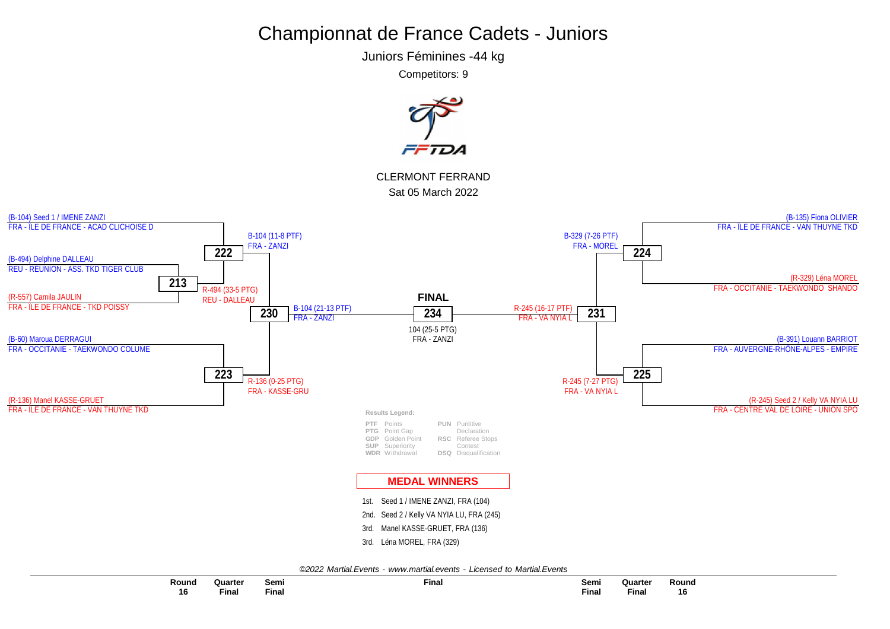# Championnat de France Cadets - Juniors

## Juniors Féminines -44 kg

Competitors: 9

CLERMONT FERRAND

Sat 05 March 2022

**Round 16 / Quarter Final (left side)**

- (B-104) Seed 1 / IMENE ZANZI — FRA - ILE DE FRANCE - ACAD CLICHOISE D
- (B-494) Delphine DALLEAU — REU - REUNION - ASS. TKD TIGER CLUB
- (R-557) Camila JAULIN — FRA - ILE DE FRANCE - TKD POISSY
- (B-60) Maroua DERRAGUI — FRA - OCCITANIE - TAEKWONDO COLUME
- (R-136) Manel KASSE-GRUET — FRA - ILE DE FRANCE - VAN THUYNE TKD

**213**: R-494 (33-5 PTG) REU - DALLEAU

**222**: B-104 (11-8 PTF) FRA - ZANZI

**223**: R-136 (0-25 PTG) FRA - KASSE-GRU

**230**: B-104 (21-13 PTF) FRA - ZANZI

**Round 16 / Quarter Final (right side)**

- (B-135) Fiona OLIVIER — FRA - ILE DE FRANCE - VAN THUYNE TKD
- (R-329) Léna MOREL — FRA - OCCITANIE - TAEKWONDO SHANDO
- (B-391) Louann BARRIOT — FRA - AUVERGNE-RHÔNE-ALPES - EMPIRE
- (R-245) Seed 2 / Kelly VA NYIA LU — FRA - CENTRE VAL DE LOIRE - UNION SPO

**224**: B-329 (7-26 PTF) FRA - MOREL

**225**: R-245 (7-27 PTG) FRA - VA NYIA L

**231**: R-245 (16-17 PTF) FRA - VA NYIA L

**FINAL**

**234**: 104 (25-5 PTG) FRA - ZANZI

**Results Legend:**

| | | | |
|---|---|---|---|
| PTF | Points | PUN | Puntitive Declaration |
| PTG | Point Gap | RSC | Referee Stops Contest |
| GDP | Golden Point | DSQ | Disqualification |
| SUP | Superiority | | |
| WDR | Withdrawal | | |

**MEDAL WINNERS**

1st. Seed 1 / IMENE ZANZI, FRA (104)

2nd. Seed 2 / Kelly VA NYIA LU, FRA (245)

3rd. Manel KASSE-GRUET, FRA (136)

3rd. Léna MOREL, FRA (329)

*©2022 Martial.Events - www.martial.events - Licensed to Martial.Events*

Round 16 | Quarter Final | Semi Final | Final | Semi Final | Quarter Final | Round 16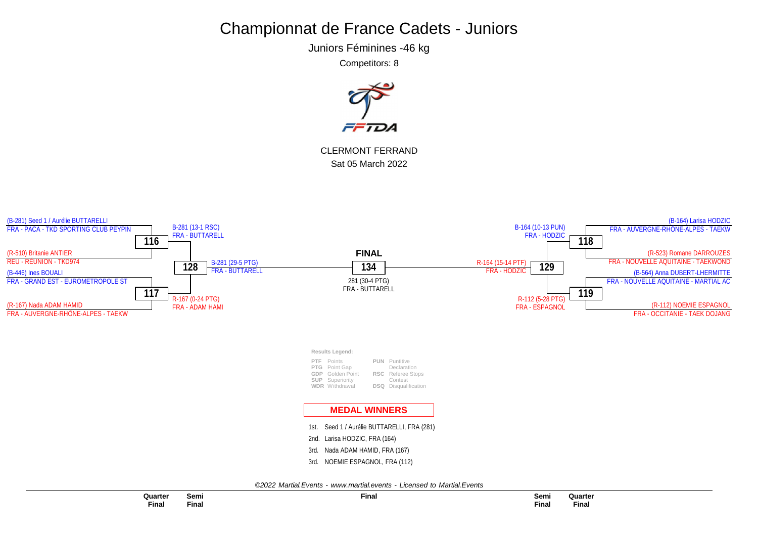# Championnat de France Cadets - Juniors

Juniors Féminines -46 kg

Competitors: 8

CLERMONT FERRAND

Sat 05 March 2022

**Quarter Final**

**116**
- (B-281) Seed 1 / Aurélie BUTTARELLI — FRA - PACA - TKD SPORTING CLUB PEYPIN
- (R-510) Britanie ANTIER — REU - REUNION - TKD974
- Winner: B-281 (13-1 RSC) FRA - BUTTARELL

**117**
- (B-446) Ines BOUALI — FRA - GRAND EST - EUROMETROPOLE ST
- (R-167) Nada ADAM HAMID — FRA - AUVERGNE-RHÔNE-ALPES - TAEKW
- Winner: R-167 (0-24 PTG) FRA - ADAM HAMI

**118**
- (B-164) Larisa HODZIC — FRA - AUVERGNE-RHÔNE-ALPES - TAEKW
- (R-523) Romane DARROUZES — FRA - NOUVELLE AQUITAINE - TAEKWOND
- Winner: B-164 (10-13 PUN) FRA - HODZIC

**119**
- (B-564) Anna DUBERT-LHERMITTE — FRA - NOUVELLE AQUITAINE - MARTIAL AC
- (R-112) NOEMIE ESPAGNOL — FRA - OCCITANIE - TAEK DOJANG
- Winner: R-112 (5-28 PTG) FRA - ESPAGNOL

**Semi Final**

**128**
- Winner: B-281 (29-5 PTG) FRA - BUTTARELL

**129**
- Winner: R-164 (15-14 PTF) FRA - HODZIC

**FINAL**

**134**
- 281 (30-4 PTG) FRA - BUTTARELL

**Results Legend:**

| | | | |
|---|---|---|---|
| PTF | Points | PUN | Puntitive Declaration |
| PTG | Point Gap | RSC | Referee Stops Contest |
| GDP | Golden Point | DSQ | Disqualification |
| SUP | Superiority | | |
| WDR | Withdrawal | | |

## MEDAL WINNERS

1st. Seed 1 / Aurélie BUTTARELLI, FRA (281)

2nd. Larisa HODZIC, FRA (164)

3rd. Nada ADAM HAMID, FRA (167)

3rd. NOEMIE ESPAGNOL, FRA (112)

*©2022 Martial.Events - www.martial.events - Licensed to Martial.Events*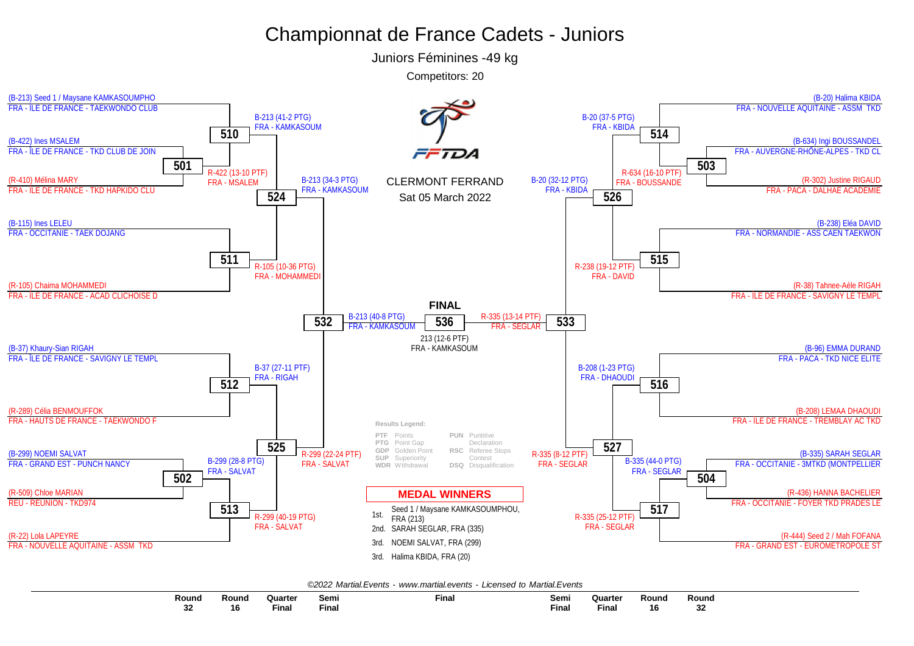# Championnat de France Cadets - Juniors

## Juniors Féminines -49 kg

Competitors: 20

CLERMONT FERRAND

Sat 05 March 2022

### Left half of bracket

(B-213) Seed 1 / Maysane KAMKASOUMPHO
FRA - ILE DE FRANCE - TAEKWONDO CLUB

(B-422) Ines MSALEM
FRA - ÎLE DE FRANCE - TKD CLUB DE JOIN

**501**

(R-410) Mélina MARY
FRA - ILE DE FRANCE - TKD HAPKIDO CLU

R-422 (13-10 PTF)
FRA - MSALEM

**510**

B-213 (41-2 PTG)
FRA - KAMKASOUM

(B-115) Ines LELEU
FRA - OCCITANIE - TAEK DOJANG

(R-105) Chaima MOHAMMEDI
FRA - ILE DE FRANCE - ACAD CLICHOISE D

**511**

R-105 (10-36 PTG)
FRA - MOHAMMEDI

**524**

B-213 (34-3 PTG)
FRA - KAMKASOUM

(B-37) Khaury-Sian RIGAH
FRA - ÎLE DE FRANCE - SAVIGNY LE TEMPL

(R-289) Célia BENMOUFFOK
FRA - HAUTS DE FRANCE - TAEKWONDO F

**512**

B-37 (27-11 PTF)
FRA - RIGAH

(B-299) NOEMI SALVAT
FRA - GRAND EST - PUNCH NANCY

(R-509) Chloe MARIAN
REU - REUNION - TKD974

**502**

B-299 (28-8 PTG)
FRA - SALVAT

(R-22) Lola LAPEYRE
FRA - NOUVELLE AQUITAINE - ASSM TKD

**513**

R-299 (40-19 PTG)
FRA - SALVAT

**525**

R-299 (22-24 PTF)
FRA - SALVAT

**532**

B-213 (40-8 PTG)
FRA - KAMKASOUM

### FINAL

**536**

213 (12-6 PTF)
FRA - KAMKASOUM

### Right half of bracket

(B-20) Halima KBIDA
FRA - NOUVELLE AQUITAINE - ASSM TKD

(B-634) Ingi BOUSSANDEL
FRA - AUVERGNE-RHÔNE-ALPES - TKD CL

(R-302) Justine RIGAUD
FRA - PACA - DALHAE ACADEMIE

**503**

R-634 (16-10 PTF)
FRA - BOUSSANDE

**514**

B-20 (37-5 PTG)
FRA - KBIDA

(B-238) Eléa DAVID
FRA - NORMANDIE - ASS CAEN TAEKWON

(R-38) Tahnee-Aèle RIGAH
FRA - ÎLE DE FRANCE - SAVIGNY LE TEMPL

**515**

R-238 (19-12 PTF)
FRA - DAVID

**526**

B-20 (32-12 PTG)
FRA - KBIDA

(B-96) EMMA DURAND
FRA - PACA - TKD NICE ELITE

(R-208) LEMAA DHAOUDI
FRA - ÎLE DE FRANCE - TREMBLAY AC TKD

**516**

B-208 (1-23 PTG)
FRA - DHAOUDI

(B-335) SARAH SEGLAR
FRA - OCCITANIE - 3MTKD (MONTPELLIER

(R-436) HANNA BACHELIER
FRA - OCCITANIE - FOYER TKD PRADES LE

**504**

B-335 (44-0 PTG)
FRA - SEGLAR

(R-444) Seed 2 / Mah FOFANA
FRA - GRAND EST - EUROMETROPOLE ST

**517**

R-335 (25-12 PTF)
FRA - SEGLAR

**527**

R-335 (8-12 PTF)
FRA - SEGLAR

**533**

R-335 (13-14 PTF)
FRA - SEGLAR

### Results Legend:

| | | | |
|---|---|---|---|
| PTF | Points | PUN | Puntitive Declaration |
| PTG | Point Gap | RSC | Referee Stops Contest |
| GDP | Golden Point | DSQ | Disqualification |
| SUP | Superiority | | |
| WDR | Withdrawal | | |

### MEDAL WINNERS

1st. Seed 1 / Maysane KAMKASOUMPHOU, FRA (213)
2nd. SARAH SEGLAR, FRA (335)
3rd. NOEMI SALVAT, FRA (299)
3rd. Halima KBIDA, FRA (20)

*©2022 Martial.Events - www.martial.events - Licensed to Martial.Events*

Round 32 | Round 16 | Quarter Final | Semi Final | Final | Semi Final | Quarter Final | Round 16 | Round 32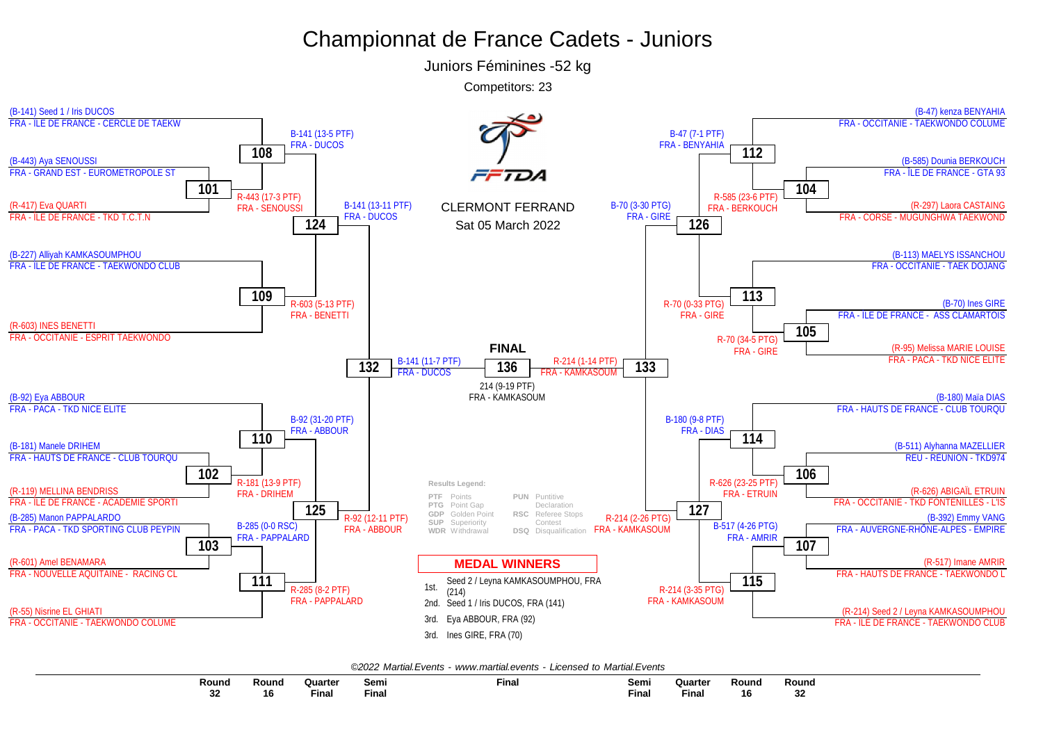# Championnat de France Cadets - Juniors

## Juniors Féminines -52 kg

Competitors: 23

CLERMONT FERRAND

Sat 05 March 2022

(B-141) Seed 1 / Iris DUCOS
FRA - ILE DE FRANCE - CERCLE DE TAEKW

(B-443) Aya SENOUSSI
FRA - GRAND EST - EUROMETROPOLE ST

(R-417) Eva QUARTI
FRA - ILE DE FRANCE - TKD T.C.T.N

(B-227) Alliyah KAMKASOUMPHOU
FRA - ILE DE FRANCE - TAEKWONDO CLUB

(R-603) INES BENETTI
FRA - OCCITANIE - ESPRIT TAEKWONDO

(B-92) Eya ABBOUR
FRA - PACA - TKD NICE ELITE

(B-181) Manele DRIHEM
FRA - HAUTS DE FRANCE - CLUB TOURQU

(R-119) MELLINA BENDRISS
FRA - ILE DE FRANCE - ACADEMIE SPORTI

(B-285) Manon PAPPALARDO
FRA - PACA - TKD SPORTING CLUB PEYPIN

(R-601) Amel BENAMARA
FRA - NOUVELLE AQUITAINE - RACING CL

(R-55) Nisrine EL GHIATI
FRA - OCCITANIE - TAEKWONDO COLUME

(B-47) kenza BENYAHIA
FRA - OCCITANIE - TAEKWONDO COLUME

(B-585) Dounia BERKOUCH
FRA - ÎLE DE FRANCE - GTA 93

(R-297) Laora CASTAING
FRA - CORSE - MUGUNGHWA TAEKWONDO

(B-113) MAELYS ISSANCHOU
FRA - OCCITANIE - TAEK DOJANG

(B-70) Ines GIRE
FRA - ILE DE FRANCE - ASS CLAMARTOIS

(R-95) Melissa MARIE LOUISE
FRA - PACA - TKD NICE ELITE

(B-180) Maïa DIAS
FRA - HAUTS DE FRANCE - CLUB TOURQU

(B-511) Alyhanna MAZELLIER
REU - REUNION - TKD974

(R-626) ABIGAÏL ETRUIN
FRA - OCCITANIE - TKD FONTENILLES - L'IS

(B-392) Emmy VANG
FRA - AUVERGNE-RHÔNE-ALPES - EMPIRE

(R-517) Imane AMRIR
FRA - HAUTS DE FRANCE - TAEKWONDO L

(R-214) Seed 2 / Leyna KAMKASOUMPHOU
FRA - ILE DE FRANCE - TAEKWONDO CLUB

| Match | Result |
|---|---|
| 101 | R-443 (17-3 PTF) FRA - SENOUSSI |
| 102 | R-181 (13-9 PTF) FRA - DRIHEM |
| 103 | B-285 (0-0 RSC) FRA - PAPPALARD |
| 104 | R-585 (23-6 PTF) FRA - BERKOUCH |
| 105 | R-70 (34-5 PTG) FRA - GIRE |
| 106 | R-626 (23-25 PTF) FRA - ETRUIN |
| 107 | B-517 (4-26 PTG) FRA - AMRIR |
| 108 | B-141 (13-5 PTF) FRA - DUCOS |
| 109 | R-603 (5-13 PTF) FRA - BENETTI |
| 110 | B-92 (31-20 PTF) FRA - ABBOUR |
| 111 | R-285 (8-2 PTF) FRA - PAPPALARD |
| 112 | B-47 (7-1 PTF) FRA - BENYAHIA |
| 113 | R-70 (0-33 PTG) FRA - GIRE |
| 114 | B-180 (9-8 PTF) FRA - DIAS |
| 115 | R-214 (3-35 PTG) FRA - KAMKASOUM |
| 124 | B-141 (13-11 PTF) FRA - DUCOS |
| 125 | R-92 (12-11 PTF) FRA - ABBOUR |
| 126 | B-70 (3-30 PTG) FRA - GIRE |
| 127 | R-214 (2-26 PTG) FRA - KAMKASOUM |
| 132 | B-141 (11-7 PTF) FRA - DUCOS |
| 133 | R-214 (1-14 PTF) FRA - KAMKASOUM |
| 136 (FINAL) | 214 (9-19 PTF) FRA - KAMKASOUM |

**Results Legend:**

| | | | |
|---|---|---|---|
| PTF | Points | PUN | Puntitive Declaration |
| PTG | Point Gap | RSC | Referee Stops Contest |
| GDP | Golden Point | DSQ | Disqualification |
| SUP | Superiority | | |
| WDR | Withdrawal | | |

### MEDAL WINNERS

1st. Seed 2 / Leyna KAMKASOUMPHOU, FRA (214)
2nd. Seed 1 / Iris DUCOS, FRA (141)
3rd. Eya ABBOUR, FRA (92)
3rd. Ines GIRE, FRA (70)

*©2022 Martial.Events - www.martial.events - Licensed to Martial.Events*

Round 32 | Round 16 | Quarter Final | Semi Final | Final | Semi Final | Quarter Final | Round 16 | Round 32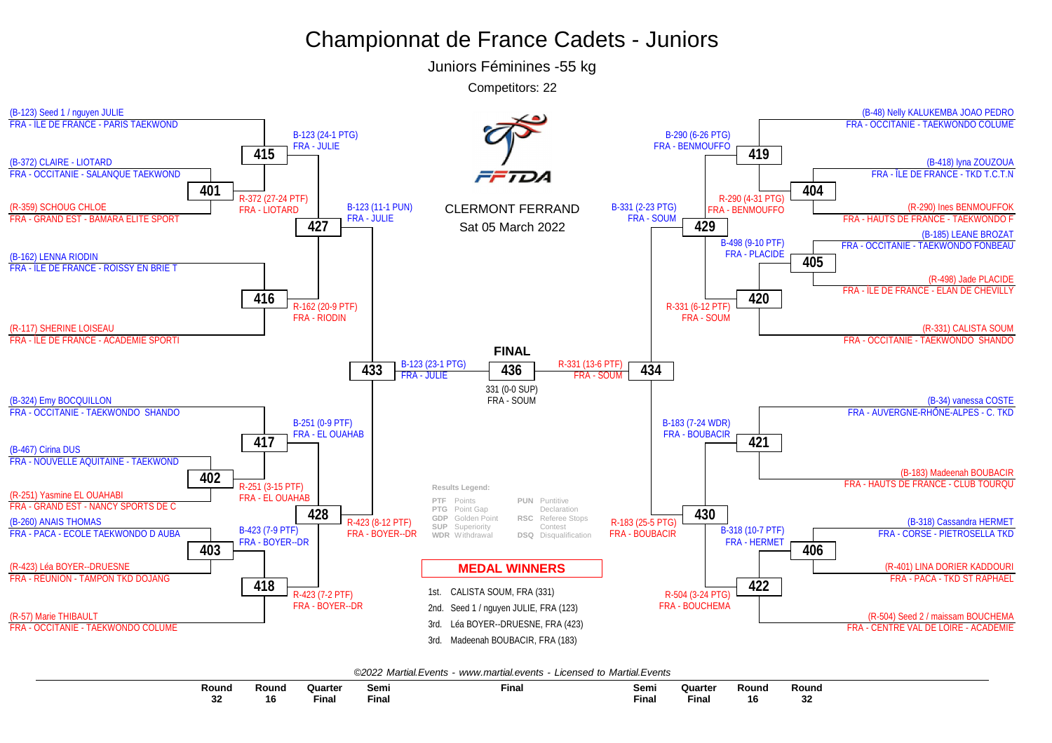# Championnat de France Cadets - Juniors

## Juniors Féminines -55 kg

Competitors: 22

CLERMONT FERRAND

Sat 05 March 2022

### Round 32 / Round 16 (left side)

- (B-123) Seed 1 / nguyen JULIE — FRA - ÎLE DE FRANCE - PARIS TAEKWOND
- (B-372) CLAIRE - LIOTARD — FRA - OCCITANIE - SALANQUE TAEKWOND
- (R-359) SCHOUG CHLOE — FRA - GRAND EST - BAMARA ELITE SPORT
- (B-162) LENNA RIODIN — FRA - ÎLE DE FRANCE - ROISSY EN BRIE T
- (R-117) SHERINE LOISEAU — FRA - ÎLE DE FRANCE - ACADEMIE SPORTI
- (B-324) Emy BOCQUILLON — FRA - OCCITANIE - TAEKWONDO SHANDO
- (B-467) Cirina DUS — FRA - NOUVELLE AQUITAINE - TAEKWOND
- (R-251) Yasmine EL OUAHABI — FRA - GRAND EST - NANCY SPORTS DE C
- (B-260) ANAIS THOMAS — FRA - PACA - ECOLE TAEKWONDO D AUBA
- (R-423) Léa BOYER--DRUESNE — FRA - REUNION - TAMPON TKD DOJANG
- (R-57) Marie THIBAULT — FRA - OCCITANIE - TAEKWONDO COLUME

### Round 32 / Round 16 (right side)

- (B-48) Nelly KALUKEMBA JOAO PEDRO — FRA - OCCITANIE - TAEKWONDO COLUME
- (B-418) lyna ZOUZOUA — FRA - ÎLE DE FRANCE - TKD T.C.T.N
- (R-290) Ines BENMOUFFOK — FRA - HAUTS DE FRANCE - TAEKWONDO F
- (B-185) LEANE BROZAT — FRA - OCCITANIE - TAEKWONDO FONBEAU
- (R-498) Jade PLACIDE — FRA - ÎLE DE FRANCE - ELAN DE CHEVILLY
- (R-331) CALISTA SOUM — FRA - OCCITANIE - TAEKWONDO SHANDO
- (B-34) vanessa COSTE — FRA - AUVERGNE-RHÔNE-ALPES - C. TKD
- (B-183) Madeenah BOUBACIR — FRA - HAUTS DE FRANCE - CLUB TOURQU
- (B-318) Cassandra HERMET — FRA - CORSE - PIETROSELLA TKD
- (R-401) LINA DORIER KADDOURI — FRA - PACA - TKD ST RAPHAEL
- (R-504) Seed 2 / maissam BOUCHEMA — FRA - CENTRE VAL DE LOIRE - ACADEMIE

### Match results

| Match | Result | Winner |
|---|---|---|
| 401 | R-372 (27-24 PTF) | FRA - LIOTARD |
| 402 | R-251 (3-15 PTF) | FRA - EL OUAHAB |
| 403 | B-423 (7-9 PTF) | FRA - BOYER--DR |
| 404 | R-290 (4-31 PTG) | FRA - BENMOUFFO |
| 405 | B-498 (9-10 PTF) | FRA - PLACIDE |
| 406 | B-318 (10-7 PTF) | FRA - HERMET |
| 415 | B-123 (24-1 PTG) | FRA - JULIE |
| 416 | R-162 (20-9 PTF) | FRA - RIODIN |
| 417 | B-251 (0-9 PTF) | FRA - EL OUAHAB |
| 418 | R-423 (7-2 PTF) | FRA - BOYER--DR |
| 419 | B-290 (6-26 PTG) | FRA - BENMOUFFO |
| 420 | R-331 (6-12 PTF) | FRA - SOUM |
| 421 | B-183 (7-24 WDR) | FRA - BOUBACIR |
| 422 | R-504 (3-24 PTG) | FRA - BOUCHEMA |
| 427 | B-123 (11-1 PUN) | FRA - JULIE |
| 428 | R-423 (8-12 PTF) | FRA - BOYER--DR |
| 429 | B-331 (2-23 PTG) | FRA - SOUM |
| 430 | R-183 (25-5 PTG) | FRA - BOUBACIR |
| 433 | B-123 (23-1 PTG) | FRA - JULIE |
| 434 | R-331 (13-6 PTF) | FRA - SOUM |

**FINAL**

436 — 331 (0-0 SUP) — FRA - SOUM

**Results Legend:**

- PTF Points
- PTG Point Gap
- GDP Golden Point
- SUP Superiority
- WDR Withdrawal
- PUN Puntitive Declaration
- RSC Referee Stops Contest
- DSQ Disqualification

**MEDAL WINNERS**

1st. CALISTA SOUM, FRA (331)
2nd. Seed 1 / nguyen JULIE, FRA (123)
3rd. Léa BOYER--DRUESNE, FRA (423)
3rd. Madeenah BOUBACIR, FRA (183)

*©2022 Martial.Events - www.martial.events - Licensed to Martial.Events*

Round 32 | Round 16 | Quarter Final | Semi Final | Final | Semi Final | Quarter Final | Round 16 | Round 32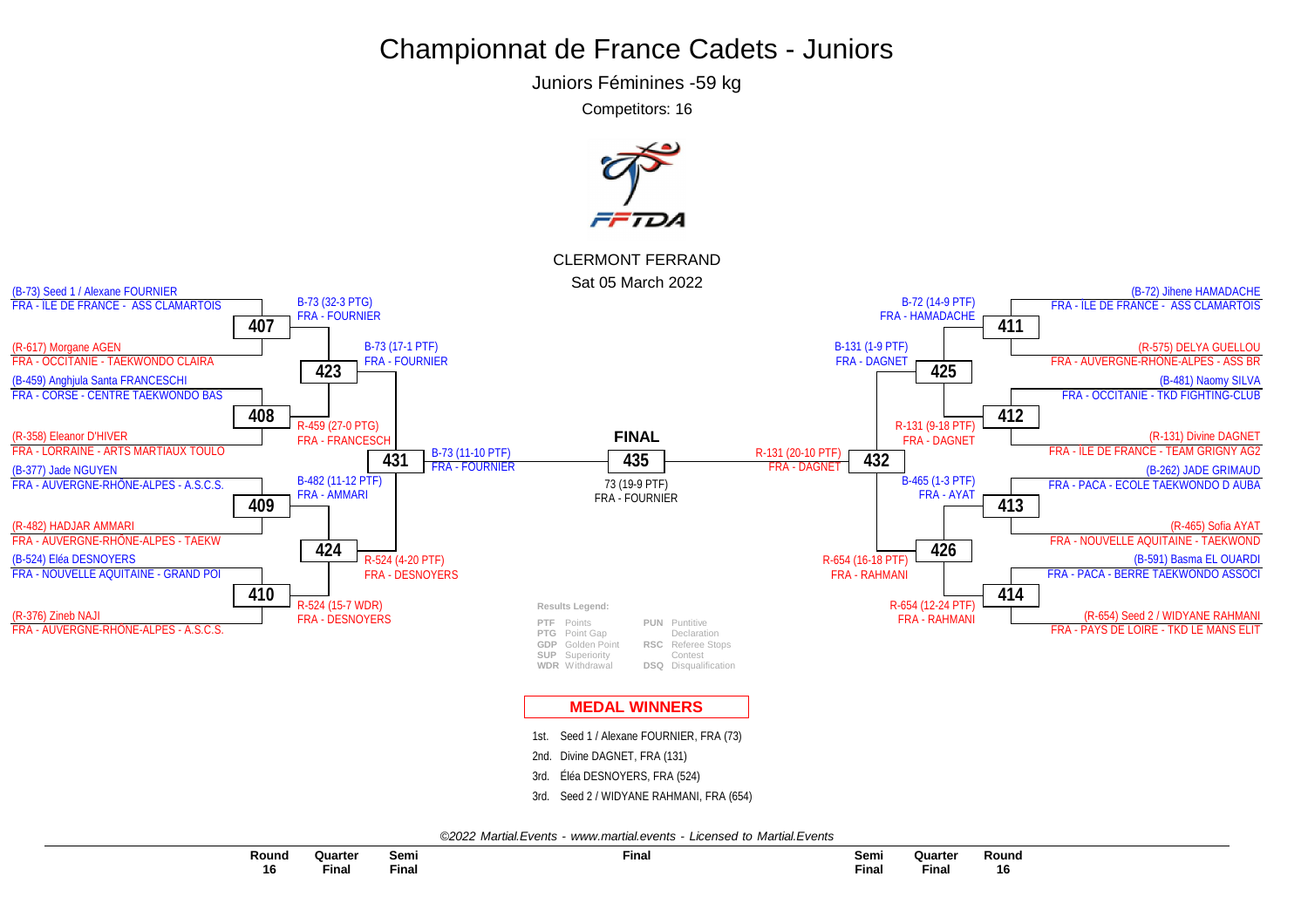# Championnat de France Cadets - Juniors

Juniors Féminines -59 kg

Competitors: 16

CLERMONT FERRAND

Sat 05 March 2022

## Round 16 (left side)

- **407**: (B-73) Seed 1 / Alexane FOURNIER, FRA - ILE DE FRANCE - ASS CLAMARTOIS vs (R-617) Morgane AGEN, FRA - OCCITANIE - TAEKWONDO CLAIRA → B-73 (32-3 PTG) FRA - FOURNIER
- **408**: (B-459) Anghjula Santa FRANCESCHI, FRA - CORSE - CENTRE TAEKWONDO BAS vs (R-358) Eleanor D'HIVER, FRA - LORRAINE - ARTS MARTIAUX TOULO → R-459 (27-0 PTG) FRA - FRANCESCH
- **409**: (B-377) Jade NGUYEN, FRA - AUVERGNE-RHÔNE-ALPES - A.S.C.S. vs (R-482) HADJAR AMMARI, FRA - AUVERGNE-RHÔNE-ALPES - TAEKW → B-482 (11-12 PTF) FRA - AMMARI
- **410**: (B-524) Eléa DESNOYERS, FRA - NOUVELLE AQUITAINE - GRAND POI vs (R-376) Zineb NAJI, FRA - AUVERGNE-RHÔNE-ALPES - A.S.C.S. → R-524 (15-7 WDR) FRA - DESNOYERS

## Quarter Final (left side)

- **423**: B-73 (17-1 PTF) FRA - FOURNIER
- **424**: R-524 (4-20 PTF) FRA - DESNOYERS

## Semi Final (left side)

- **431**: B-73 (11-10 PTF) FRA - FOURNIER

## Round 16 (right side)

- **411**: (B-72) Jihene HAMADACHE, FRA - ILE DE FRANCE - ASS CLAMARTOIS vs (R-575) DELYA GUELLOU, FRA - AUVERGNE-RHÔNE-ALPES - ASS BR → B-72 (14-9 PTF) FRA - HAMADACHE
- **412**: (B-481) Naomy SILVA, FRA - OCCITANIE - TKD FIGHTING-CLUB vs (R-131) Divine DAGNET, FRA - ILE DE FRANCE - TEAM GRIGNY AG2 → R-131 (9-18 PTF) FRA - DAGNET
- **413**: (B-262) JADE GRIMAUD, FRA - PACA - ECOLE TAEKWONDO D AUBA vs (R-465) Sofia AYAT, FRA - NOUVELLE AQUITAINE - TAEKWOND → B-465 (1-3 PTF) FRA - AYAT
- **414**: (B-591) Basma EL OUARDI, FRA - PACA - BERRE TAEKWONDO ASSOCI vs (R-654) Seed 2 / WIDYANE RAHMANI, FRA - PAYS DE LOIRE - TKD LE MANS ELIT → R-654 (12-24 PTF) FRA - RAHMANI

## Quarter Final (right side)

- **425**: B-131 (1-9 PTF) FRA - DAGNET
- **426**: R-654 (16-18 PTF) FRA - RAHMANI

## Semi Final (right side)

- **432**: R-131 (20-10 PTF) FRA - DAGNET

## FINAL

- **435**: 73 (19-9 PTF) FRA - FOURNIER

## Results Legend:

| | | | |
|---|---|---|---|
| PTF | Points | PUN | Puntitive Declaration |
| PTG | Point Gap | RSC | Referee Stops Contest |
| GDP | Golden Point | | |
| SUP | Superiority | | |
| WDR | Withdrawal | DSQ | Disqualification |

## MEDAL WINNERS

1st. Seed 1 / Alexane FOURNIER, FRA (73)
2nd. Divine DAGNET, FRA (131)
3rd. Éléa DESNOYERS, FRA (524)
3rd. Seed 2 / WIDYANE RAHMANI, FRA (654)

*©2022 Martial.Events - www.martial.events - Licensed to Martial.Events*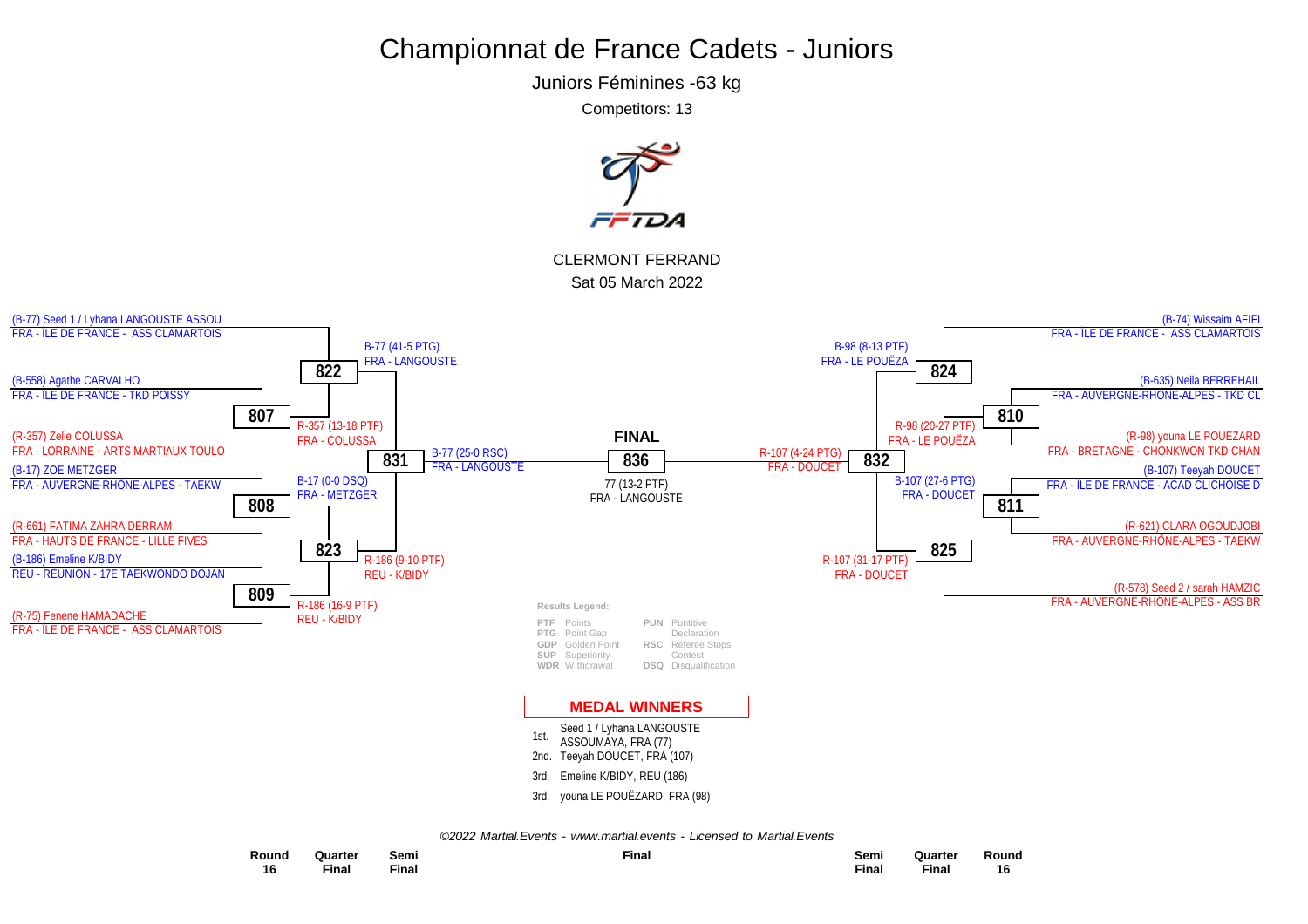# Championnat de France Cadets - Juniors

Juniors Féminines -63 kg

Competitors: 13

FFTDA

CLERMONT FERRAND

Sat 05 March 2022

(B-77) Seed 1 / Lyhana LANGOUSTE ASSOU
FRA - ILE DE FRANCE - ASS CLAMARTOIS

**822**

B-77 (41-5 PTG)
FRA - LANGOUSTE

(B-558) Agathe CARVALHO
FRA - ILE DE FRANCE - TKD POISSY

**807**

R-357 (13-18 PTF)
FRA - COLUSSA

(R-357) Zelie COLUSSA
FRA - LORRAINE - ARTS MARTIAUX TOULO

**831**

B-77 (25-0 RSC)
FRA - LANGOUSTE

(B-17) ZOE METZGER
FRA - AUVERGNE-RHÔNE-ALPES - TAEKW

**808**

B-17 (0-0 DSQ)
FRA - METZGER

(R-661) FATIMA ZAHRA DERRAM
FRA - HAUTS DE FRANCE - LILLE FIVES

**823**

R-186 (9-10 PTF)
REU - K/BIDY

(B-186) Emeline K/BIDY
REU - REUNION - 17E TAEKWONDO DOJAN

**809**

R-186 (16-9 PTF)
REU - K/BIDY

(R-75) Fenene HAMADACHE
FRA - ILE DE FRANCE - ASS CLAMARTOIS

**FINAL**

**836**

77 (13-2 PTF)
FRA - LANGOUSTE

(B-74) Wissaim AFIFI
FRA - ILE DE FRANCE - ASS CLAMARTOIS

**824**

B-98 (8-13 PTF)
FRA - LE POUËZA

(B-635) Neila BERREHAIL
FRA - AUVERGNE-RHÔNE-ALPES - TKD CL

**810**

R-98 (20-27 PTF)
FRA - LE POUËZA

(R-98) youna LE POUEZARD
FRA - BRETAGNE - CHONKWON TKD CHAN

**832**

R-107 (4-24 PTG)
FRA - DOUCET

(B-107) Teeyah DOUCET
FRA - ÎLE DE FRANCE - ACAD CLICHOISE D

**811**

B-107 (27-6 PTG)
FRA - DOUCET

(R-621) CLARA OGOUDJOBI
FRA - AUVERGNE-RHÔNE-ALPES - TAEKW

**825**

R-107 (31-17 PTF)
FRA - DOUCET

(R-578) Seed 2 / sarah HAMZIC
FRA - AUVERGNE-RHÔNE-ALPES - ASS BR

**Results Legend:**

| | | | |
|---|---|---|---|
| PTF | Points | PUN | Puntitive Declaration |
| PTG | Point Gap | RSC | Referee Stops Contest |
| GDP | Golden Point | DSQ | Disqualification |
| SUP | Superiority | | |
| WDR | Withdrawal | | |

## MEDAL WINNERS

1st. Seed 1 / Lyhana LANGOUSTE ASSOUMAYA, FRA (77)
2nd. Teeyah DOUCET, FRA (107)
3rd. Emeline K/BIDY, REU (186)
3rd. youna LE POUËZARD, FRA (98)

©2022 Martial.Events - www.martial.events - Licensed to Martial.Events

Round 16 | Quarter Final | Semi Final | Final | Semi Final | Quarter Final | Round 16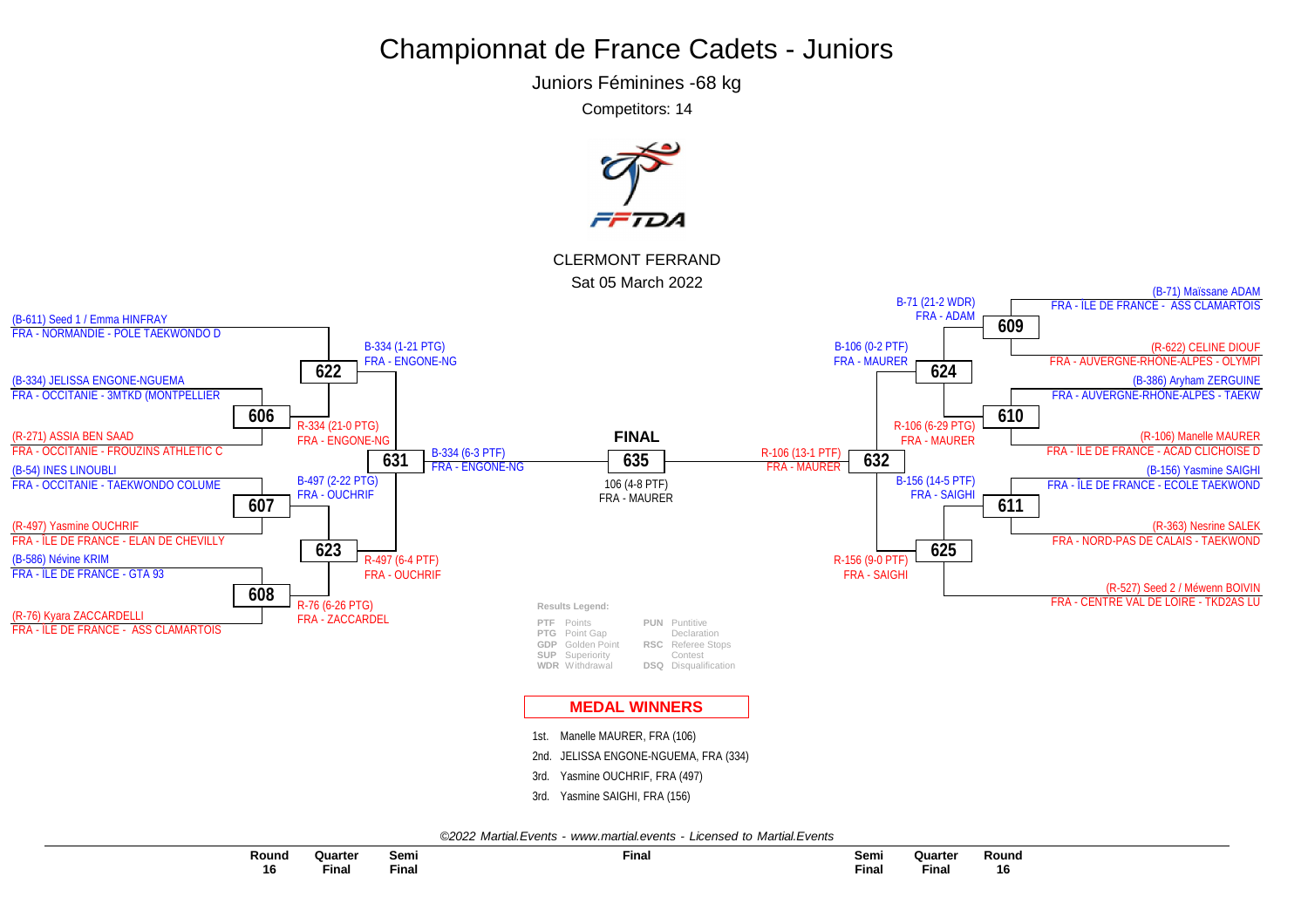# Championnat de France Cadets - Juniors

## Juniors Féminines -68 kg

Competitors: 14

CLERMONT FERRAND

Sat 05 March 2022

### Round 16

- **606**: (B-334) JELISSA ENGONE-NGUEMA, FRA - OCCITANIE - 3MTKD (MONTPELLIER vs (R-271) ASSIA BEN SAAD, FRA - OCCITANIE - FROUZINS ATHLETIC C — R-334 (21-0 PTG) FRA - ENGONE-NG
- **607**: (B-54) INES LINOUBLI, FRA - OCCITANIE - TAEKWONDO COLUME vs (R-497) Yasmine OUCHRIF, FRA - ÎLE DE FRANCE - ELAN DE CHEVILLY — B-497 (2-22 PTG) FRA - OUCHRIF
- **608**: (B-586) Névine KRIM, FRA - ÎLE DE FRANCE - GTA 93 vs (R-76) Kyara ZACCARDELLI, FRA - ÎLE DE FRANCE - ASS CLAMARTOIS — R-76 (6-26 PTG) FRA - ZACCARDEL
- **609**: (B-71) Maïssane ADAM, FRA - ÎLE DE FRANCE - ASS CLAMARTOIS vs (R-622) CELINE DIOUF, FRA - AUVERGNE-RHÔNE-ALPES - OLYMPI — B-71 (21-2 WDR) FRA - ADAM
- **610**: (B-386) Aryham ZERGUINE, FRA - AUVERGNE-RHÔNE-ALPES - TAEKW vs (R-106) Manelle MAURER, FRA - ÎLE DE FRANCE - ACAD CLICHOISE D — R-106 (6-29 PTG) FRA - MAURER
- **611**: (B-156) Yasmine SAIGHI, FRA - ÎLE DE FRANCE - ECOLE TAEKWOND vs (R-363) Nesrine SALEK, FRA - NORD-PAS DE CALAIS - TAEKWOND — B-156 (14-5 PTF) FRA - SAIGHI

### Quarter Final

- **622**: (B-611) Seed 1 / Emma HINFRAY, FRA - NORMANDIE - POLE TAEKWONDO D vs winner 606 — B-334 (1-21 PTG) FRA - ENGONE-NG
- **623**: winner 607 vs winner 608 — R-497 (6-4 PTF) FRA - OUCHRIF
- **624**: winner 609 vs winner 610 — B-106 (0-2 PTF) FRA - MAURER
- **625**: winner 611 vs (R-527) Seed 2 / Méwenn BOIVIN, FRA - CENTRE VAL DE LOIRE - TKD2AS LU — R-156 (9-0 PTF) FRA - SAIGHI

### Semi Final

- **631**: B-334 (6-3 PTF) FRA - ENGONE-NG
- **632**: R-106 (13-1 PTF) FRA - MAURER

### FINAL

- **635**: 106 (4-8 PTF) FRA - MAURER

**Results Legend:**

| | | | |
|---|---|---|---|
| PTF | Points | PUN | Puntitive Declaration |
| PTG | Point Gap | RSC | Referee Stops Contest |
| GDP | Golden Point | DSQ | Disqualification |
| SUP | Superiority | | |
| WDR | Withdrawal | | |

## MEDAL WINNERS

1st. Manelle MAURER, FRA (106)

2nd. JELISSA ENGONE-NGUEMA, FRA (334)

3rd. Yasmine OUCHRIF, FRA (497)

3rd. Yasmine SAIGHI, FRA (156)

*©2022 Martial.Events - www.martial.events - Licensed to Martial.Events*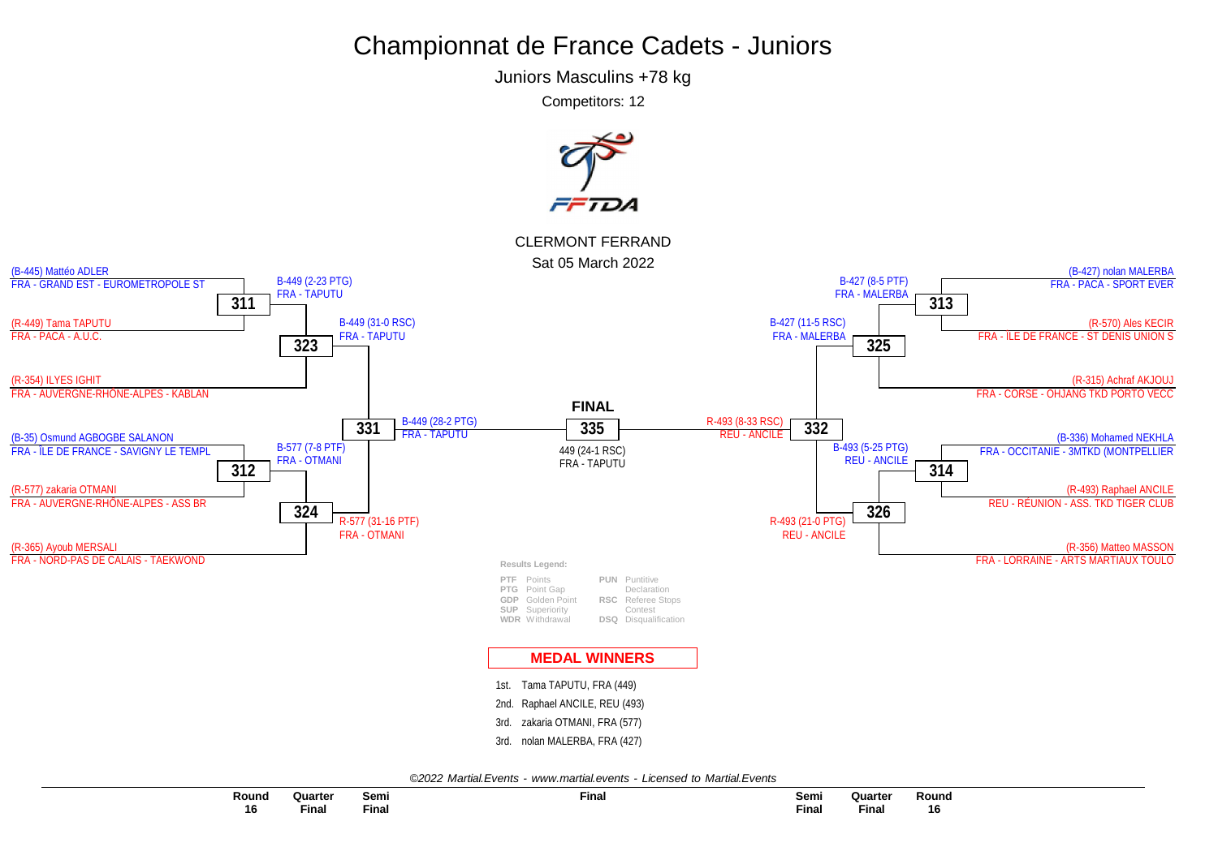# Championnat de France Cadets - Juniors

Juniors Masculins +78 kg

Competitors: 12

CLERMONT FERRAND

Sat 05 March 2022

## Round 16

**311**
- (B-445) Mattéo ADLER — FRA - GRAND EST - EUROMETROPOLE ST
- (R-449) Tama TAPUTU — FRA - PACA - A.U.C.
- Winner: B-449 (2-23 PTG) FRA - TAPUTU

**312**
- (B-35) Osmund AGBOGBE SALANON — FRA - ÎLE DE FRANCE - SAVIGNY LE TEMPL
- (R-577) zakaria OTMANI — FRA - AUVERGNE-RHÔNE-ALPES - ASS BR
- Winner: B-577 (7-8 PTF) FRA - OTMANI

**313**
- (B-427) nolan MALERBA — FRA - PACA - SPORT EVER
- (R-570) Ales KECIR — FRA - ÎLE DE FRANCE - ST DENIS UNION S
- Winner: B-427 (8-5 PTF) FRA - MALERBA

**314**
- (B-336) Mohamed NEKHLA — FRA - OCCITANIE - 3MTKD (MONTPELLIER
- (R-493) Raphael ANCILE — REU - RÉUNION - ASS. TKD TIGER CLUB
- Winner: B-493 (5-25 PTG) REU - ANCILE

## Quarter Final

**323**
- Winner of 311
- (R-354) ILYES IGHIT — FRA - AUVERGNE-RHÔNE-ALPES - KABLAN
- Winner: B-449 (31-0 RSC) FRA - TAPUTU

**324**
- Winner of 312
- (R-365) Ayoub MERSALI — FRA - NORD-PAS DE CALAIS - TAEKWOND
- Winner: R-577 (31-16 PTF) FRA - OTMANI

**325**
- Winner of 313
- (R-315) Achraf AKJOUJ — FRA - CORSE - OHJANG TKD PORTO VECC
- Winner: B-427 (11-5 RSC) FRA - MALERBA

**326**
- Winner of 314
- (R-356) Matteo MASSON — FRA - LORRAINE - ARTS MARTIAUX TOULO
- Winner: R-493 (21-0 PTG) REU - ANCILE

## Semi Final

**331**
- Winner: B-449 (28-2 PTG) FRA - TAPUTU

**332**
- Winner: R-493 (8-33 RSC) REU - ANCILE

## FINAL

**335**
- 449 (24-1 RSC) FRA - TAPUTU

**Results Legend:**

| | | | |
|---|---|---|---|
| PTF | Points | PUN | Puntitive Declaration |
| PTG | Point Gap | RSC | Referee Stops Contest |
| GDP | Golden Point | DSQ | Disqualification |
| SUP | Superiority | | |
| WDR | Withdrawal | | |

## MEDAL WINNERS

1st. Tama TAPUTU, FRA (449)

2nd. Raphael ANCILE, REU (493)

3rd. zakaria OTMANI, FRA (577)

3rd. nolan MALERBA, FRA (427)

*©2022 Martial.Events - www.martial.events - Licensed to Martial.Events*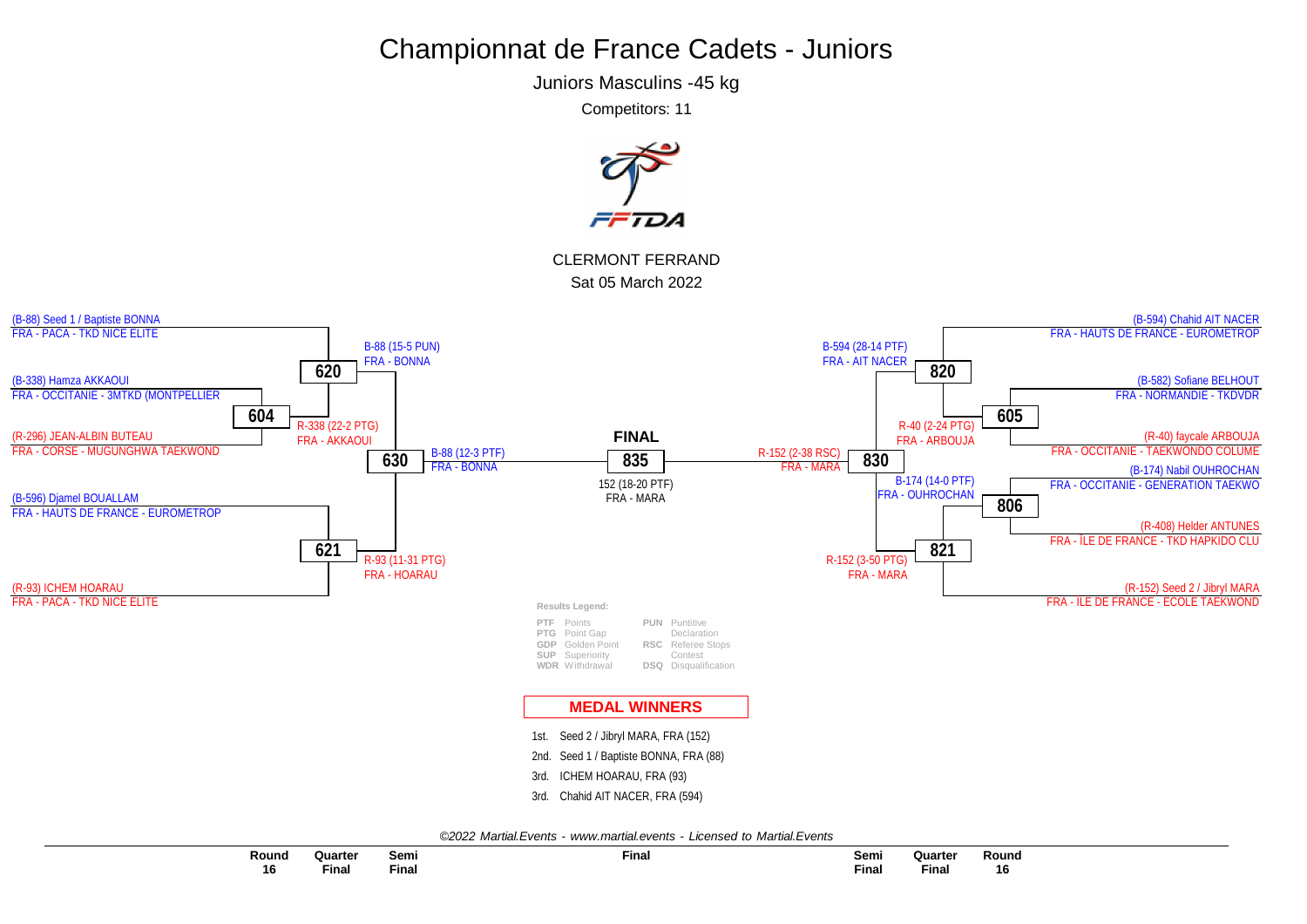# Championnat de France Cadets - Juniors

## Juniors Masculins -45 kg

Competitors: 11

CLERMONT FERRAND

Sat 05 March 2022

### Round 16

- 604: (B-338) Hamza AKKAOUI, FRA - OCCITANIE - 3MTKD (MONTPELLIER vs (R-296) JEAN-ALBIN BUTEAU, FRA - CORSE - MUGUNGHWA TAEKWOND → R-338 (22-2 PTG) FRA - AKKAOUI
- 605: (B-582) Sofiane BELHOUT, FRA - NORMANDIE - TKDVDR vs (R-40) faycale ARBOUJA, FRA - OCCITANIE - TAEKWONDO COLUME → R-40 (2-24 PTG) FRA - ARBOUJA
- 806: (B-174) Nabil OUHROCHAN, FRA - OCCITANIE - GENERATION TAEKWO vs (R-408) Helder ANTUNES, FRA - ÎLE DE FRANCE - TKD HAPKIDO CLU → B-174 (14-0 PTF) FRA - OUHROCHAN

### Quarter Final

- 620: (B-88) Seed 1 / Baptiste BONNA, FRA - PACA - TKD NICE ELITE vs R-338 AKKAOUI → B-88 (15-5 PUN) FRA - BONNA
- 621: (B-596) Djamel BOUALLAM, FRA - HAUTS DE FRANCE - EUROMETROP vs (R-93) ICHEM HOARAU, FRA - PACA - TKD NICE ELITE → R-93 (11-31 PTG) FRA - HOARAU
- 820: (B-594) Chahid AIT NACER, FRA - HAUTS DE FRANCE - EUROMETROP vs R-40 ARBOUJA → B-594 (28-14 PTF) FRA - AIT NACER
- 821: B-174 OUHROCHAN vs (R-152) Seed 2 / Jibryl MARA, FRA - ÎLE DE FRANCE - ECOLE TAEKWOND → R-152 (3-50 PTG) FRA - MARA

### Semi Final

- 630: B-88 BONNA vs R-93 HOARAU → B-88 (12-3 PTF) FRA - BONNA
- 830: B-594 AIT NACER vs R-152 MARA → R-152 (2-38 RSC) FRA - MARA

### FINAL

- 835: B-88 BONNA vs R-152 MARA → 152 (18-20 PTF) FRA - MARA

**Results Legend:**

| | | | |
|---|---|---|---|
| PTF | Points | PUN | Puntitive Declaration |
| PTG | Point Gap | RSC | Referee Stops Contest |
| GDP | Golden Point | DSQ | Disqualification |
| SUP | Superiority | | |
| WDR | Withdrawal | | |

## MEDAL WINNERS

1st. Seed 2 / Jibryl MARA, FRA (152)
2nd. Seed 1 / Baptiste BONNA, FRA (88)
3rd. ICHEM HOARAU, FRA (93)
3rd. Chahid AIT NACER, FRA (594)

*©2022 Martial.Events - www.martial.events - Licensed to Martial.Events*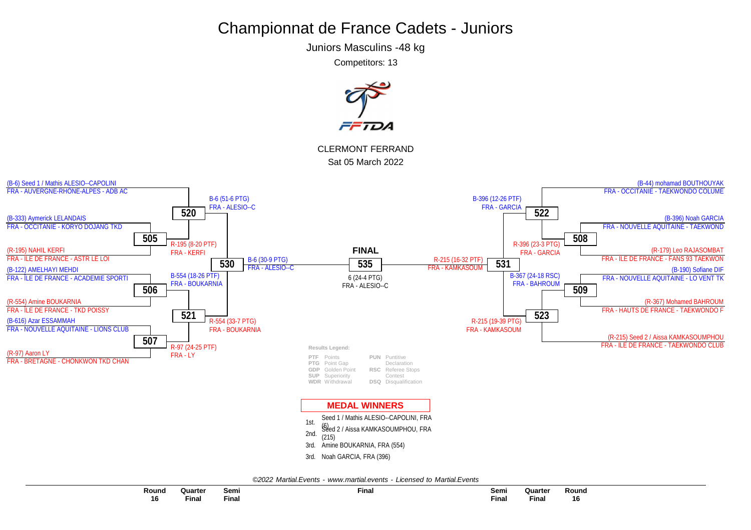# Championnat de France Cadets - Juniors

## Juniors Masculins -48 kg

Competitors: 13

CLERMONT FERRAND

Sat 05 March 2022

### Round 16 (left)

- (B-6) Seed 1 / Mathis ALESIO--CAPOLINI — FRA - AUVERGNE-RHONE-ALPES - ADB AC
- (B-333) Aymerick LELANDAIS — FRA - OCCITANIE - KORYO DOJANG TKD
- (R-195) NAHIL KERFI — FRA - ÎLE DE FRANCE - ASTR LE LOI
- (B-122) AMELHAYI MEHDI — FRA - ÎLE DE FRANCE - ACADEMIE SPORTI
- (R-554) Amine BOUKARNIA — FRA - ÎLE DE FRANCE - TKD POISSY
- (B-616) Azar ESSAMMAH — FRA - NOUVELLE AQUITAINE - LIONS CLUB
- (R-97) Aaron LY — FRA - BRETAGNE - CHONKWON TKD CHAN

### Round 16 (right)

- (B-44) mohamad BOUTHOUYAK — FRA - OCCITANIE - TAEKWONDO COLUME
- (B-396) Noah GARCIA — FRA - NOUVELLE AQUITAINE - TAEKWOND
- (R-179) Leo RAJASOMBAT — FRA - ÎLE DE FRANCE - FANS 93 TAEKWON
- (B-190) Sofiane DIF — FRA - NOUVELLE AQUITAINE - LO VENT TK
- (R-367) Mohamed BAHROUM — FRA - HAUTS DE FRANCE - TAEKWONDO F
- (R-215) Seed 2 / Aissa KAMKASOUMPHOU — FRA - ÎLE DE FRANCE - TAEKWONDO CLUB

### Results

| Match | Winner |
|---|---|
| 505 | R-195 (8-20 PTF) FRA - KERFI |
| 506 | B-554 (18-26 PTF) FRA - BOUKARNIA |
| 507 | R-97 (24-25 PTF) FRA - LY |
| 508 | R-396 (23-3 PTG) FRA - GARCIA |
| 509 | B-367 (24-18 RSC) FRA - BAHROUM |
| 520 | B-6 (51-6 PTG) FRA - ALESIO--C |
| 521 | R-554 (33-7 PTG) FRA - BOUKARNIA |
| 522 | B-396 (12-26 PTF) FRA - GARCIA |
| 523 | R-215 (19-39 PTG) FRA - KAMKASOUM |
| 530 | B-6 (30-9 PTG) FRA - ALESIO--C |
| 531 | R-215 (16-32 PTF) FRA - KAMKASOUM |
| FINAL 535 | 6 (24-4 PTG) FRA - ALESIO--C |

**Results Legend:**

- PTF Points
- PTG Point Gap
- GDP Golden Point
- SUP Superiority
- WDR Withdrawal
- PUN Puntitive Declaration
- RSC Referee Stops Contest
- DSQ Disqualification

### MEDAL WINNERS

1st. Seed 1 / Mathis ALESIO--CAPOLINI, FRA (6)
2nd. Seed 2 / Aissa KAMKASOUMPHOU, FRA (215)
3rd. Amine BOUKARNIA, FRA (554)
3rd. Noah GARCIA, FRA (396)

*©2022 Martial.Events - www.martial.events - Licensed to Martial.Events*

Round 16 | Quarter Final | Semi Final | Final | Semi Final | Quarter Final | Round 16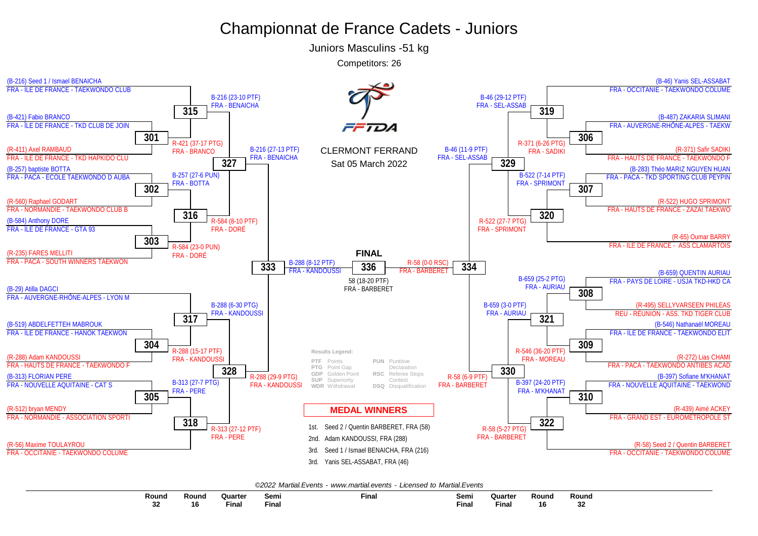# Championnat de France Cadets - Juniors

## Juniors Masculins -51 kg

Competitors: 26

CLERMONT FERRAND

Sat 05 March 2022

### Left side of bracket

**Round 32 / Round 16**

- (B-216) Seed 1 / Ismael BENAICHA — FRA - ILE DE FRANCE - TAEKWONDO CLUB
- (B-421) Fabio BRANCO — FRA - ÎLE DE FRANCE - TKD CLUB DE JOIN
- (R-411) Axel RAMBAUD — FRA - ILE DE FRANCE - TKD HAPKIDO CLU
- (B-257) baptiste BOTTA — FRA - PACA - ECOLE TAEKWONDO D AUBA
- (R-560) Raphael GODART — FRA - NORMANDIE - TAEKWONDO CLUB B
- (B-584) Anthony DORE — FRA - ILE DE FRANCE - GTA 93
- (R-235) FARES MELLITI — FRA - PACA - SOUTH WINNERS TAEKWON
- (B-29) Atilla DAGCI — FRA - AUVERGNE-RHÔNE-ALPES - LYON M
- (B-519) ABDELFETTEH MABROUK — FRA - ILE DE FRANCE - HANOK TAEKWON
- (R-288) Adam KANDOUSSI — FRA - HAUTS DE FRANCE - TAEKWONDO F
- (B-313) FLORIAN PERE — FRA - NOUVELLE AQUITAINE - CAT S
- (R-512) bryan MENDY — FRA - NORMANDIE - ASSOCIATION SPORTI
- (R-56) Maxime TOULAYROU — FRA - OCCITANIE - TAEKWONDO COLUME

**Match results**

- 301: R-421 (37-17 PTG) FRA - BRANCO
- 302: B-257 (27-6 PUN) FRA - BOTTA
- 303: R-584 (23-0 PUN) FRA - DORÉ
- 304: R-288 (15-17 PTF) FRA - KANDOUSSI
- 305: B-313 (27-7 PTG) FRA - PERE
- 315: B-216 (23-10 PTF) FRA - BENAICHA
- 316: R-584 (8-10 PTF) FRA - DORÉ
- 317: B-288 (6-30 PTG) FRA - KANDOUSSI
- 318: R-313 (27-12 PTF) FRA - PERE
- 327: B-216 (27-13 PTF) FRA - BENAICHA
- 328: R-288 (29-9 PTG) FRA - KANDOUSSI
- 333: B-288 (8-12 PTF) FRA - KANDOUSSI

### Right side of bracket

**Round 32 / Round 16**

- (B-46) Yanis SEL-ASSABAT — FRA - OCCITANIE - TAEKWONDO COLUME
- (B-487) ZAKARIA SLIMANI — FRA - AUVERGNE-RHÔNE-ALPES - TAEKW
- (R-371) Safir SADIKI — FRA - HAUTS DE FRANCE - TAEKWONDO F
- (B-283) Théo MARIZ NGUYEN HUAN — FRA - PACA - TKD SPORTING CLUB PEYPIN
- (R-522) HUGO SPRIMONT — FRA - HAUTS DE FRANCE - ZAZAI TAEKWO
- (R-65) Oumar BARRY — FRA - ILE DE FRANCE - ASS CLAMARTOIS
- (B-659) QUENTIN AURIAU — FRA - PAYS DE LOIRE - USJA TKD-HKD CA
- (R-495) SELLYVARSEEN PHILEAS — REU - RÉUNION - ASS. TKD TIGER CLUB
- (B-546) Nathanaël MOREAU — FRA - ILE DE FRANCE - TAEKWONDO ELIT
- (R-272) Lias CHAMI — FRA - PACA - TAEKWONDO ANTIBES ACAD
- (B-397) Sofiane M'KHANAT — FRA - NOUVELLE AQUITAINE - TAEKWOND
- (R-439) Aimé ACKEY — FRA - GRAND EST - EUROMETROPOLE ST
- (R-58) Seed 2 / Quentin BARBERET — FRA - OCCITANIE - TAEKWONDO COLUME

**Match results**

- 306: R-371 (6-26 PTG) FRA - SADIKI
- 307: B-522 (7-14 PTF) FRA - SPRIMONT
- 308: B-659 (25-2 PTG) FRA - AURIAU
- 309: R-546 (36-20 PTF) FRA - MOREAU
- 310: B-397 (24-20 PTF) FRA - M'KHANAT
- 319: B-46 (29-12 PTF) FRA - SEL-ASSAB
- 320: R-522 (27-7 PTG) FRA - SPRIMONT
- 321: B-659 (3-0 PTF) FRA - AURIAU
- 322: R-58 (5-27 PTG) FRA - BARBERET
- 329: B-46 (11-9 PTF) FRA - SEL-ASSAB
- 330: R-58 (6-9 PTF) FRA - BARBERET
- 334: R-58 (0-0 RSC) FRA - BARBERET

### FINAL

- 336: 58 (18-20 PTF) FRA - BARBERET

### Results Legend:

| Code | Meaning | Code | Meaning |
|---|---|---|---|
| PTF | Points | PUN | Puntitive Declaration |
| PTG | Point Gap | RSC | Referee Stops Contest |
| GDP | Golden Point | DSQ | Disqualification |
| SUP | Superiority | | |
| WDR | Withdrawal | | |

### MEDAL WINNERS

1st. Seed 2 / Quentin BARBERET, FRA (58)
2nd. Adam KANDOUSSI, FRA (288)
3rd. Seed 1 / Ismael BENAICHA, FRA (216)
3rd. Yanis SEL-ASSABAT, FRA (46)

*©2022 Martial.Events - www.martial.events - Licensed to Martial.Events*

| Round 32 | Round 16 | Quarter Final | Semi Final | Final | Semi Final | Quarter Final | Round 16 | Round 32 |
|---|---|---|---|---|---|---|---|---|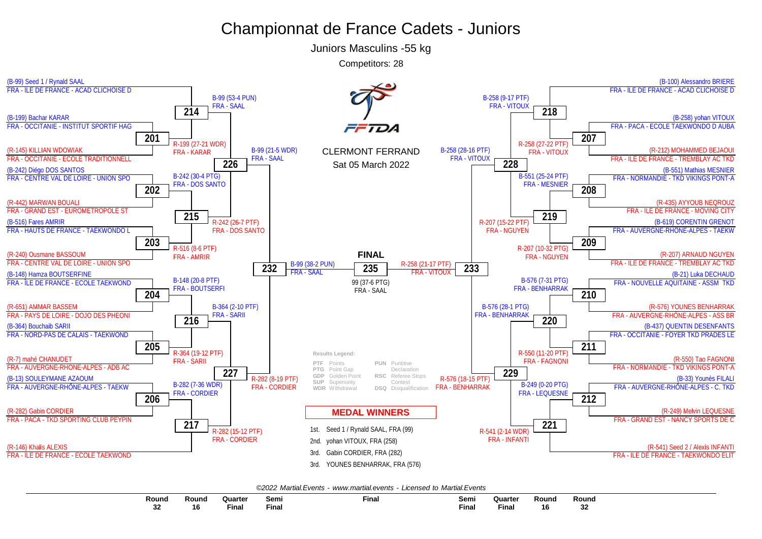# Championnat de France Cadets - Juniors

## Juniors Masculins -55 kg

Competitors: 28

CLERMONT FERRAND
Sat 05 March 2022

### Left side of the bracket

**Round 32 / Round 16 competitors:**

- (B-99) Seed 1 / Rynald SAAL — FRA - ÎLE DE FRANCE - ACAD CLICHOISE D
- (B-199) Bachar KARAR — FRA - OCCITANIE - INSTITUT SPORTIF HAG
- (R-145) KILLIAN WDOWIAK — FRA - OCCITANIE - ECOLE TRADITIONNELL
- (B-242) Diégo DOS SANTOS — FRA - CENTRE VAL DE LOIRE - UNION SPO
- (R-442) MARWAN BOUALI — FRA - GRAND EST - EUROMETROPOLE ST
- (B-516) Fares AMRIR — FRA - HAUTS DE FRANCE - TAEKWONDO L
- (R-240) Ousmane BASSOUM — FRA - CENTRE VAL DE LOIRE - UNION SPO
- (B-148) Hamza BOUTSERFINE — FRA - ÎLE DE FRANCE - ECOLE TAEKWOND
- (R-651) AMMAR BASSEM — FRA - PAYS DE LOIRE - DOJO DES PHEONI
- (B-364) Bouchaib SARII — FRA - NORD-PAS DE CALAIS - TAEKWOND
- (R-7) mahé CHANUDET — FRA - AUVERGNE-RHÔNE-ALPES - ADB AC
- (B-13) SOULEYMANE AZAOUM — FRA - AUVERGNE-RHÔNE-ALPES - TAEKW
- (R-282) Gabin CORDIER — FRA - PACA - TKD SPORTING CLUB PEYPIN
- (R-146) Khalis ALEXIS — FRA - ÎLE DE FRANCE - ECOLE TAEKWOND

**Round 32:**

- 201: R-199 (27-21 WDR) FRA - KARAR
- 202: B-242 (30-4 PTG) FRA - DOS SANTO
- 203: R-516 (8-6 PTF) FRA - AMRIR
- 204: B-148 (20-8 PTF) FRA - BOUTSERFI
- 205: R-364 (19-12 PTF) FRA - SARII
- 206: B-282 (7-36 WDR) FRA - CORDIER

**Round 16:**

- 214: B-99 (53-4 PUN) FRA - SAAL
- 215: R-242 (26-7 PTF) FRA - DOS SANTO
- 216: B-364 (2-10 PTF) FRA - SARII
- 217: R-282 (15-12 PTF) FRA - CORDIER

**Quarter Final:**

- 226: B-99 (21-5 WDR) FRA - SAAL
- 227: R-282 (8-19 PTF) FRA - CORDIER

**Semi Final:**

- 232: B-99 (38-2 PUN) FRA - SAAL

### Right side of the bracket

**Round 32 / Round 16 competitors:**

- (B-100) Alessandro BRIERE — FRA - ÎLE DE FRANCE - ACAD CLICHOISE D
- (B-258) yohan VITOUX — FRA - PACA - ECOLE TAEKWONDO D AUBA
- (R-212) MOHAMMED BEJAOUI — FRA - ÎLE DE FRANCE - TREMBLAY AC TKD
- (B-551) Mathias MESNIER — FRA - NORMANDIE - TKD VIKINGS PONT-A
- (R-435) AYYOUB NEQROUZ — FRA - ÎLE DE FRANCE - MOVING CITY
- (B-619) CORENTIN GRENOT — FRA - AUVERGNE-RHÔNE-ALPES - TAEKW
- (R-207) ARNAUD NGUYEN — FRA - ÎLE DE FRANCE - TREMBLAY AC TKD
- (B-21) Luka DECHAUD — FRA - NOUVELLE AQUITAINE - ASSM TKD
- (R-576) YOUNES BENHARRAK — FRA - AUVERGNE-RHÔNE-ALPES - ASS BR
- (B-437) QUENTIN DESENFANTS — FRA - OCCITANIE - FOYER TKD PRADES LE
- (R-550) Tao FAGNONI — FRA - NORMANDIE - TKD VIKINGS PONT-A
- (B-33) Younès FILALI — FRA - AUVERGNE-RHÔNE-ALPES - C. TKD
- (R-249) Melvin LEQUESNE — FRA - GRAND EST - NANCY SPORTS DE C
- (R-541) Seed 2 / Alexis INFANTI — FRA - ÎLE DE FRANCE - TAEKWONDO ELIT

**Round 32:**

- 207: R-258 (27-22 PTF) FRA - VITOUX
- 208: B-551 (25-24 PTF) FRA - MESNIER
- 209: R-207 (10-32 PTG) FRA - NGUYEN
- 210: B-576 (7-31 PTG) FRA - BENHARRAK
- 211: R-550 (11-20 PTF) FRA - FAGNONI
- 212: B-249 (0-20 PTG) FRA - LEQUESNE

**Round 16:**

- 218: B-258 (9-17 PTF) FRA - VITOUX
- 219: R-207 (15-22 PTF) FRA - NGUYEN
- 220: B-576 (28-1 PTG) FRA - BENHARRAK
- 221: R-541 (2-14 WDR) FRA - INFANTI

**Quarter Final:**

- 228: B-258 (28-16 PTF) FRA - VITOUX
- 229: R-576 (18-15 PTF) FRA - BENHARRAK

**Semi Final:**

- 233: R-258 (21-17 PTF) FRA - VITOUX

### FINAL

- 235: 99 (37-6 PTG) FRA - SAAL

### Results Legend

| Code | Meaning | Code | Meaning |
|---|---|---|---|
| PTF | Points | PUN | Puntitive Declaration |
| PTG | Point Gap | RSC | Referee Stops Contest |
| GDP | Golden Point | DSQ | Disqualification |
| SUP | Superiority | | |
| WDR | Withdrawal | | |

### MEDAL WINNERS

1st. Seed 1 / Rynald SAAL, FRA (99)
2nd. yohan VITOUX, FRA (258)
3rd. Gabin CORDIER, FRA (282)
3rd. YOUNES BENHARRAK, FRA (576)

*©2022 Martial.Events - www.martial.events - Licensed to Martial.Events*

| Round 32 | Round 16 | Quarter Final | Semi Final | Final | Semi Final | Quarter Final | Round 16 | Round 32 |
|---|---|---|---|---|---|---|---|---|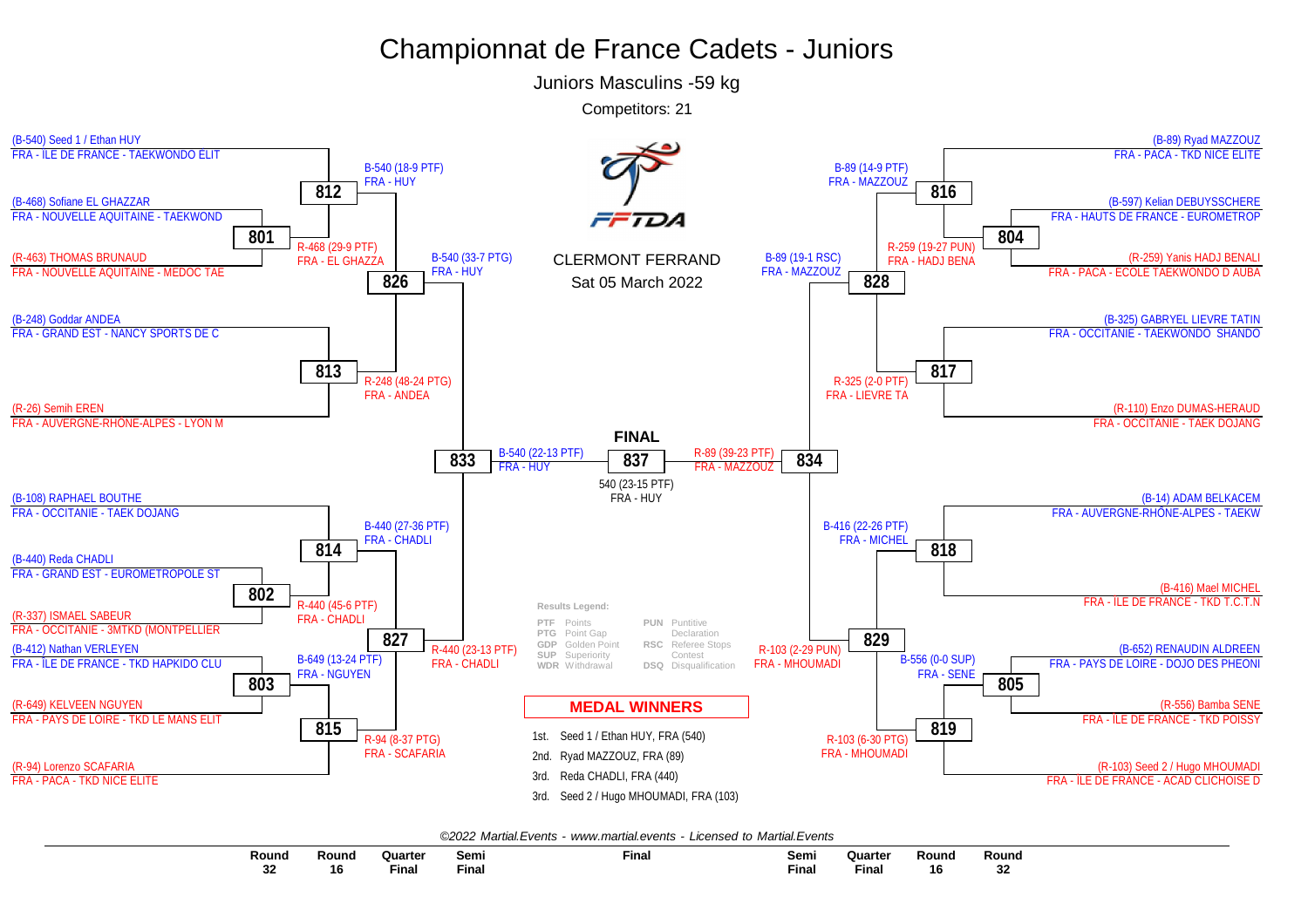# Championnat de France Cadets - Juniors

## Juniors Masculins -59 kg

Competitors: 21

CLERMONT FERRAND

Sat 05 March 2022

### Left side of bracket

**Round 32**

- 801: (B-468) Sofiane EL GHAZZAR, FRA - NOUVELLE AQUITAINE - TAEKWOND vs (R-463) THOMAS BRUNAUD, FRA - NOUVELLE AQUITAINE - MEDOC TAE → R-468 (29-9 PTF) FRA - EL GHAZZA
- 802: (B-440) Reda CHADLI, FRA - GRAND EST - EUROMETROPOLE ST vs (R-337) ISMAEL SABEUR, FRA - OCCITANIE - 3MTKD (MONTPELLIER → R-440 (45-6 PTF) FRA - CHADLI
- 803: (B-412) Nathan VERLEYEN, FRA - ÎLE DE FRANCE - TKD HAPKIDO CLU vs (R-649) KELVEEN NGUYEN, FRA - PAYS DE LOIRE - TKD LE MANS ELIT → B-649 (13-24 PTF) FRA - NGUYEN

**Round 16**

- 812: (B-540) Seed 1 / Ethan HUY, FRA - ÎLE DE FRANCE - TAEKWONDO ELIT vs winner 801 → B-540 (18-9 PTF) FRA - HUY
- 813: (B-248) Goddar ANDEA, FRA - GRAND EST - NANCY SPORTS DE C vs (R-26) Semih EREN, FRA - AUVERGNE-RHÔNE-ALPES - LYON M → R-248 (48-24 PTG) FRA - ANDEA
- 814: (B-108) RAPHAEL BOUTHE, FRA - OCCITANIE - TAEK DOJANG vs winner 802 → B-440 (27-36 PTF) FRA - CHADLI
- 815: winner 803 vs (R-94) Lorenzo SCAFARIA, FRA - PACA - TKD NICE ELITE → R-94 (8-37 PTG) FRA - SCAFARIA

**Quarter Final**

- 826: B-540 (33-7 PTG) FRA - HUY
- 827: R-440 (23-13 PTF) FRA - CHADLI

**Semi Final**

- 833: B-540 (22-13 PTF) FRA - HUY

### Right side of bracket

**Round 32**

- 804: (B-597) Kelian DEBUYSSCHERE, FRA - HAUTS DE FRANCE - EUROMETROP vs (R-259) Yanis HADJ BENALI, FRA - PACA - ECOLE TAEKWONDO D AUBA → R-259 (19-27 PUN) FRA - HADJ BENA
- 805: (B-652) RENAUDIN ALDREEN, FRA - PAYS DE LOIRE - DOJO DES PHEONI vs (R-556) Bamba SENE, FRA - ÎLE DE FRANCE - TKD POISSY → B-556 (0-0 SUP) FRA - SENE

**Round 16**

- 816: (B-89) Ryad MAZZOUZ, FRA - PACA - TKD NICE ELITE vs winner 804 → B-89 (14-9 PTF) FRA - MAZZOUZ
- 817: (B-325) GABRYEL LIEVRE TATIN, FRA - OCCITANIE - TAEKWONDO SHANDO vs (R-110) Enzo DUMAS-HERAUD, FRA - OCCITANIE - TAEK DOJANG → R-325 (2-0 PTF) FRA - LIEVRE TA
- 818: (B-14) ADAM BELKACEM, FRA - AUVERGNE-RHÔNE-ALPES - TAEKW vs (R-416) Mael MICHEL, FRA - ÎLE DE FRANCE - TKD T.C.T.N → B-416 (22-26 PTF) FRA - MICHEL
- 819: winner 805 vs (R-103) Seed 2 / Hugo MHOUMADI, FRA - ÎLE DE FRANCE - ACAD CLICHOISE D → R-103 (6-30 PTG) FRA - MHOUMADI

**Quarter Final**

- 828: B-89 (19-1 RSC) FRA - MAZZOUZ
- 829: R-103 (2-29 PUN) FRA - MHOUMADI

**Semi Final**

- 834: R-89 (39-23 PTF) FRA - MAZZOUZ

### FINAL

- 837: B-540 (22-13 PTF) FRA - HUY vs R-89 (39-23 PTF) FRA - MAZZOUZ → 540 (23-15 PTF) FRA - HUY

### Results Legend:

| | | | |
|---|---|---|---|
| PTF | Points | PUN | Puntitive Declaration |
| PTG | Point Gap | RSC | Referee Stops Contest |
| GDP | Golden Point | DSQ | Disqualification |
| SUP | Superiority | | |
| WDR | Withdrawal | | |

### MEDAL WINNERS

1st. Seed 1 / Ethan HUY, FRA (540)

2nd. Ryad MAZZOUZ, FRA (89)

3rd. Reda CHADLI, FRA (440)

3rd. Seed 2 / Hugo MHOUMADI, FRA (103)

*©2022 Martial.Events - www.martial.events - Licensed to Martial.Events*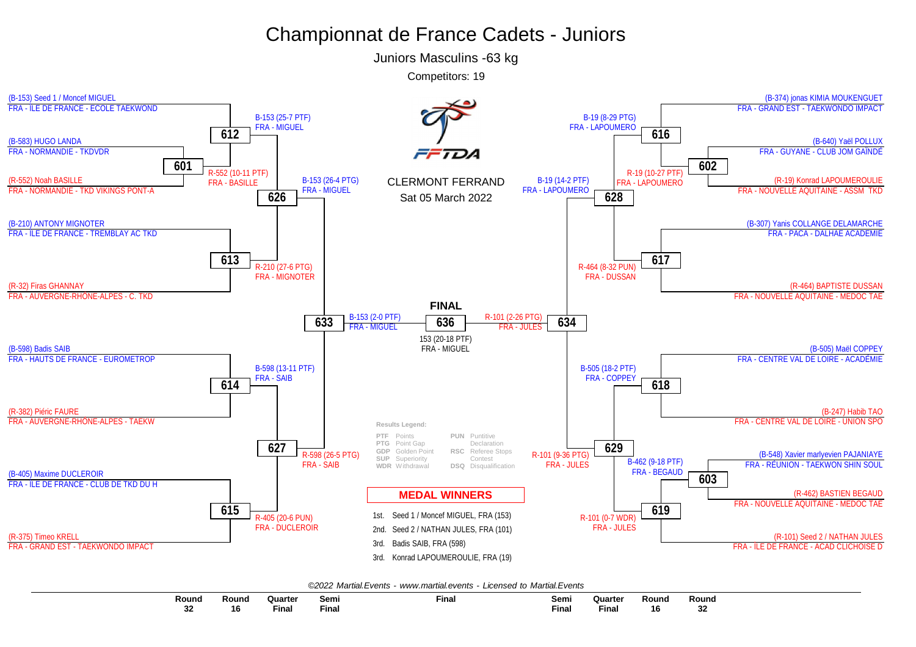# Championnat de France Cadets - Juniors

## Juniors Masculins -63 kg

Competitors: 19

CLERMONT FERRAND

Sat 05 March 2022

### Left side

- (B-153) Seed 1 / Moncef MIGUEL — FRA - ILE DE FRANCE - ECOLE TAEKWOND
- (B-583) HUGO LANDA — FRA - NORMANDIE - TKDVDR
- (R-552) Noah BASILLE — FRA - NORMANDIE - TKD VIKINGS PONT-A
- (B-210) ANTONY MIGNOTER — FRA - ILE DE FRANCE - TREMBLAY AC TKD
- (R-32) Firas GHANNAY — FRA - AUVERGNE-RHÔNE-ALPES - C. TKD
- (B-598) Badis SAIB — FRA - HAUTS DE FRANCE - EUROMETROP
- (R-382) Piéric FAURE — FRA - AUVERGNE-RHÔNE-ALPES - TAEKW
- (B-405) Maxime DUCLEROIR — FRA - ILE DE FRANCE - CLUB DE TKD DU H
- (R-375) Timeo KRELL — FRA - GRAND EST - TAEKWONDO IMPACT

| Match | Result |
|---|---|
| 601 | R-552 (10-11 PTF) FRA - BASILLE |
| 612 | B-153 (25-7 PTF) FRA - MIGUEL |
| 613 | R-210 (27-6 PTG) FRA - MIGNOTER |
| 614 | B-598 (13-11 PTF) FRA - SAIB |
| 615 | R-405 (20-6 PUN) FRA - DUCLEROIR |
| 626 | B-153 (26-4 PTG) FRA - MIGUEL |
| 627 | R-598 (26-5 PTG) FRA - SAIB |
| 633 | B-153 (2-0 PTF) FRA - MIGUEL |

### Right side

- (B-374) jonas KIMIA MOUKENGUET — FRA - GRAND EST - TAEKWONDO IMPACT
- (B-640) Yaël POLLUX — FRA - GUYANE - CLUB JOM GAÏNDÉ
- (R-19) Konrad LAPOUMEROULIE — FRA - NOUVELLE AQUITAINE - ASSM TKD
- (B-307) Yanis COLLANGE DELAMARCHE — FRA - PACA - DALHAE ACADEMIE
- (R-464) BAPTISTE DUSSAN — FRA - NOUVELLE AQUITAINE - MEDOC TAE
- (B-505) Maël COPPEY — FRA - CENTRE VAL DE LOIRE - ACADÉMIE
- (B-247) Habib TAO — FRA - CENTRE VAL DE LOIRE - UNION SPO
- (B-548) Xavier marlyevien PAJANIAYE — FRA - RÉUNION - TAEKWON SHIN SOUL
- (R-462) BASTIEN BEGAUD — FRA - NOUVELLE AQUITAINE - MEDOC TAE
- (R-101) Seed 2 / NATHAN JULES — FRA - ILE DE FRANCE - ACAD CLICHOISE D

| Match | Result |
|---|---|
| 602 | R-19 (10-27 PTF) FRA - LAPOUMERO |
| 603 | B-462 (9-18 PTF) FRA - BEGAUD |
| 616 | B-19 (8-29 PTG) FRA - LAPOUMERO |
| 617 | R-464 (8-32 PUN) FRA - DUSSAN |
| 618 | B-505 (18-2 PTF) FRA - COPPEY |
| 619 | R-101 (0-7 WDR) FRA - JULES |
| 628 | B-19 (14-2 PTF) FRA - LAPOUMERO |
| 629 | R-101 (9-36 PTG) FRA - JULES |
| 634 | R-101 (2-26 PTG) FRA - JULES |

### FINAL

636: 153 (20-18 PTF) FRA - MIGUEL

**Results Legend:**

| Code | Meaning | Code | Meaning |
|---|---|---|---|
| PTF | Points | PUN | Puntitive Declaration |
| PTG | Point Gap | RSC | Referee Stops Contest |
| GDP | Golden Point | DSQ | Disqualification |
| SUP | Superiority | | |
| WDR | Withdrawal | | |

### MEDAL WINNERS

1st. Seed 1 / Moncef MIGUEL, FRA (153)
2nd. Seed 2 / NATHAN JULES, FRA (101)
3rd. Badis SAIB, FRA (598)
3rd. Konrad LAPOUMEROULIE, FRA (19)

©2022 Martial.Events - www.martial.events - Licensed to Martial.Events

Round 32 | Round 16 | Quarter Final | Semi Final | Final | Semi Final | Quarter Final | Round 16 | Round 32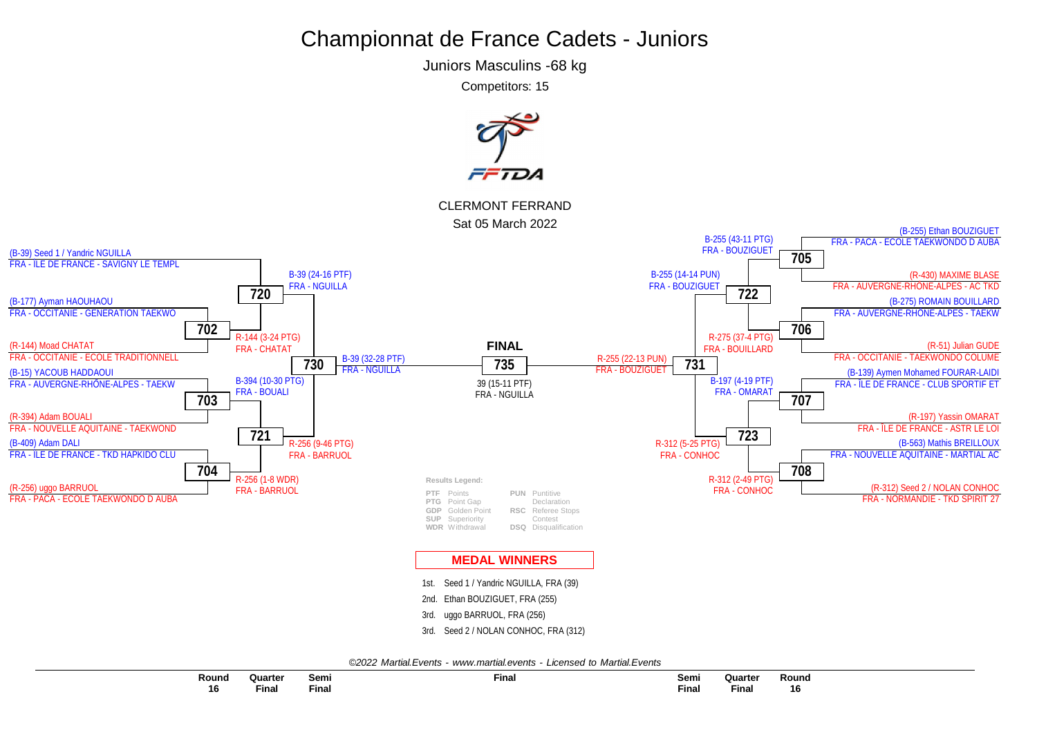# Championnat de France Cadets - Juniors

Juniors Masculins -68 kg

Competitors: 15

CLERMONT FERRAND

Sat 05 March 2022

## Left side of bracket

**Round 16 / Quarter Final / Semi Final**

- (B-39) Seed 1 / Yandric NGUILLA — FRA - ILE DE FRANCE - SAVIGNY LE TEMPL
- (B-177) Ayman HAOUHAOU — FRA - OCCITANIE - GENERATION TAEKWO
- **702**
- (R-144) Moad CHATAT — FRA - OCCITANIE - ECOLE TRADITIONNELL
- (B-15) YACOUB HADDAOUI — FRA - AUVERGNE-RHÔNE-ALPES - TAEKW
- **703**
- (R-394) Adam BOUALI — FRA - NOUVELLE AQUITAINE - TAEKWOND
- (B-409) Adam DALI — FRA - ILE DE FRANCE - TKD HAPKIDO CLU
- **704**
- (R-256) uggo BARRUOL — FRA - PACA - ECOLE TAEKWONDO D AUBA

Results:

- 702: R-144 (3-24 PTG) FRA - CHATAT
- 703: B-394 (10-30 PTG) FRA - BOUALI
- 704: R-256 (1-8 WDR) FRA - BARRUOL
- **720**: B-39 (24-16 PTF) FRA - NGUILLA
- **721**: R-256 (9-46 PTG) FRA - BARRUOL
- **730**: B-39 (32-28 PTF) FRA - NGUILLA

## Final

**FINAL**

**735**

39 (15-11 PTF)
FRA - NGUILLA

## Right side of bracket

**Semi Final / Quarter Final / Round 16**

- (B-255) Ethan BOUZIGUET — FRA - PACA - ECOLE TAEKWONDO D AUBA
- **705**
- (R-430) MAXIME BLASE — FRA - AUVERGNE-RHÔNE-ALPES - AC TKD
- (B-275) ROMAIN BOUILLARD — FRA - AUVERGNE-RHÔNE-ALPES - TAEKW
- **706**
- (R-51) Julian GUDE — FRA - OCCITANIE - TAEKWONDO COLUME
- (B-139) Aymen Mohamed FOURAR-LAIDI — FRA - ÎLE DE FRANCE - CLUB SPORTIF ET
- **707**
- (R-197) Yassin OMARAT — FRA - ÎLE DE FRANCE - ASTR LE LOI
- (B-563) Mathis BREILLOUX — FRA - NOUVELLE AQUITAINE - MARTIAL AC
- **708**
- (R-312) Seed 2 / NOLAN CONHOC — FRA - NORMANDIE - TKD SPIRIT 27

Results:

- 705: B-255 (43-11 PTG) FRA - BOUZIGUET
- 706: R-275 (37-4 PTG) FRA - BOUILLARD
- 707: B-197 (4-19 PTF) FRA - OMARAT
- 708: R-312 (2-49 PTG) FRA - CONHOC
- **722**: B-255 (14-14 PUN) FRA - BOUZIGUET
- **723**: R-312 (5-25 PTG) FRA - CONHOC
- **731**: R-255 (22-13 PUN) FRA - BOUZIGUET

## Results Legend:

| Code | Meaning | Code | Meaning |
|---|---|---|---|
| PTF | Points | PUN | Puntitive Declaration |
| PTG | Point Gap | RSC | Referee Stops Contest |
| GDP | Golden Point | DSQ | Disqualification |
| SUP | Superiority | | |
| WDR | Withdrawal | | |

## MEDAL WINNERS

1st. Seed 1 / Yandric NGUILLA, FRA (39)

2nd. Ethan BOUZIGUET, FRA (255)

3rd. uggo BARRUOL, FRA (256)

3rd. Seed 2 / NOLAN CONHOC, FRA (312)

*©2022 Martial.Events - www.martial.events - Licensed to Martial.Events*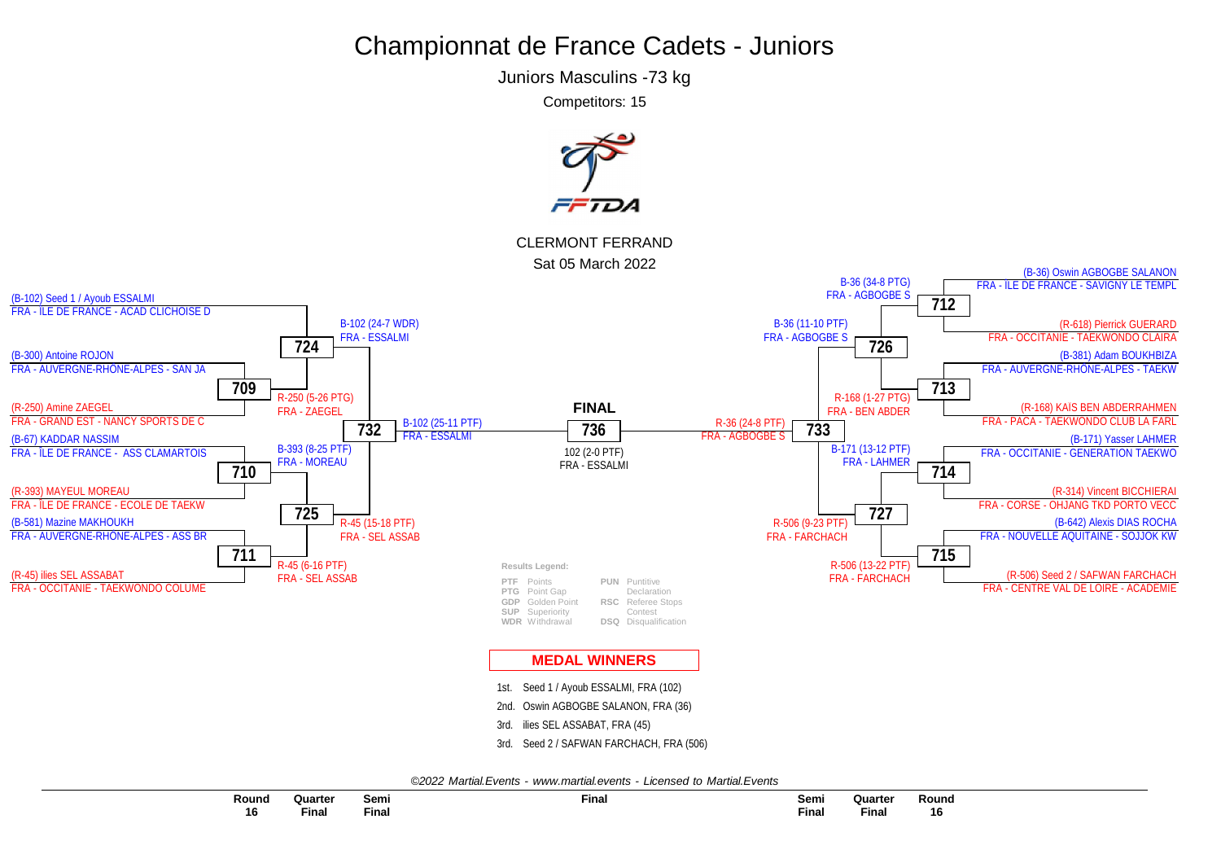# Championnat de France Cadets - Juniors

## Juniors Masculins -73 kg

Competitors: 15

CLERMONT FERRAND

Sat 05 March 2022

### Round 16 (left side)

| Match | Competitor | Club |
|---|---|---|
| | (B-102) Seed 1 / Ayoub ESSALMI | FRA - ÎLE DE FRANCE - ACAD CLICHOISE D |
| 709 | (B-300) Antoine ROJON | FRA - AUVERGNE-RHÔNE-ALPES - SAN JA |
| 709 | (R-250) Amine ZAEGEL | FRA - GRAND EST - NANCY SPORTS DE C |
| 710 | (B-67) KADDAR NASSIM | FRA - ÎLE DE FRANCE - ASS CLAMARTOIS |
| 710 | (R-393) MAYEUL MOREAU | FRA - ÎLE DE FRANCE - ECOLE DE TAEKW |
| 711 | (B-581) Mazine MAKHOUKH | FRA - AUVERGNE-RHÔNE-ALPES - ASS BR |
| 711 | (R-45) ilies SEL ASSABAT | FRA - OCCITANIE - TAEKWONDO COLUME |

### Round 16 (right side)

| Match | Competitor | Club |
|---|---|---|
| 712 | (B-36) Oswin AGBOGBE SALANON | FRA - ILE DE FRANCE - SAVIGNY LE TEMPL |
| 712 | (R-618) Pierrick GUERARD | FRA - OCCITANIE - TAEKWONDO CLAIRA |
| 713 | (B-381) Adam BOUKHBIZA | FRA - AUVERGNE-RHONE-ALPES - TAEKW |
| 713 | (R-168) KAIS BEN ABDERRAHMEN | FRA - PACA - TAEKWONDO CLUB LA FARL |
| 714 | (B-171) Yasser LAHMER | FRA - OCCITANIE - GENERATION TAEKWO |
| 714 | (R-314) Vincent BICCHIERAI | FRA - CORSE - OHJANG TKD PORTO VECC |
| 715 | (B-642) Alexis DIAS ROCHA | FRA - NOUVELLE AQUITAINE - SOJJOK KW |
| 715 | (R-506) Seed 2 / SAFWAN FARCHACH | FRA - CENTRE VAL DE LOIRE - ACADEMIE |

### Results

| Match | Winner | Result |
|---|---|---|
| 709 | R-250 (5-26 PTG) | FRA - ZAEGEL |
| 710 | B-393 (8-25 PTF) | FRA - MOREAU |
| 711 | R-45 (6-16 PTF) | FRA - SEL ASSAB |
| 712 | B-36 (34-8 PTG) | FRA - AGBOGBE S |
| 713 | R-168 (1-27 PTG) | FRA - BEN ABDER |
| 714 | B-171 (13-12 PTF) | FRA - LAHMER |
| 715 | R-506 (13-22 PTF) | FRA - FARCHACH |
| 724 | B-102 (24-7 WDR) | FRA - ESSALMI |
| 725 | R-45 (15-18 PTF) | FRA - SEL ASSAB |
| 726 | B-36 (11-10 PTF) | FRA - AGBOGBE S |
| 727 | R-506 (9-23 PTF) | FRA - FARCHACH |
| 732 | B-102 (25-11 PTF) | FRA - ESSALMI |
| 733 | R-36 (24-8 PTF) | FRA - AGBOGBE S |
| 736 (FINAL) | 102 (2-0 PTF) | FRA - ESSALMI |

**Results Legend:**

| | | | |
|---|---|---|---|
| PTF | Points | PUN | Puntitive Declaration |
| PTG | Point Gap | RSC | Referee Stops Contest |
| GDP | Golden Point | DSQ | Disqualification |
| SUP | Superiority | | |
| WDR | Withdrawal | | |

### MEDAL WINNERS

1st. Seed 1 / Ayoub ESSALMI, FRA (102)

2nd. Oswin AGBOGBE SALANON, FRA (36)

3rd. ilies SEL ASSABAT, FRA (45)

3rd. Seed 2 / SAFWAN FARCHACH, FRA (506)

©2022 Martial.Events - www.martial.events - Licensed to Martial.Events

Round 16 | Quarter Final | Semi Final | Final | Semi Final | Quarter Final | Round 16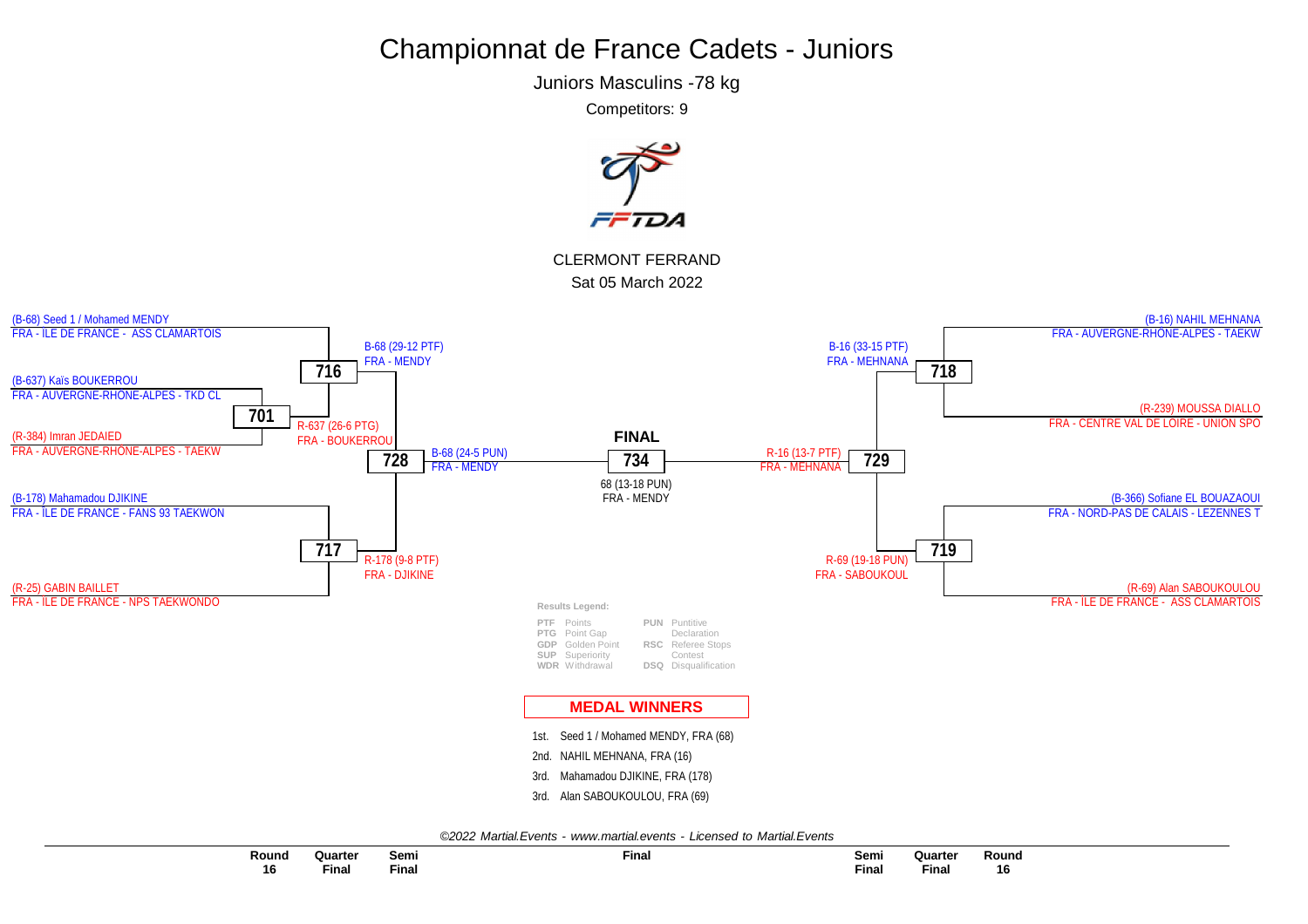# Championnat de France Cadets - Juniors

Juniors Masculins -78 kg

Competitors: 9

FFTDA

CLERMONT FERRAND

Sat 05 March 2022

(B-68) Seed 1 / Mohamed MENDY
FRA - ILE DE FRANCE - ASS CLAMARTOIS

(B-637) Kaïs BOUKERROU
FRA - AUVERGNE-RHONE-ALPES - TKD CL

(R-384) Imran JEDAIED
FRA - AUVERGNE-RHONE-ALPES - TAEKW

(B-178) Mahamadou DJIKINE
FRA - ILE DE FRANCE - FANS 93 TAEKWON

(R-25) GABIN BAILLET
FRA - ILE DE FRANCE - NPS TAEKWONDO

701
R-637 (26-6 PTG)
FRA - BOUKERROU

716
B-68 (29-12 PTF)
FRA - MENDY

717
R-178 (9-8 PTF)
FRA - DJIKINE

728
B-68 (24-5 PUN)
FRA - MENDY

FINAL

734
68 (13-18 PUN)
FRA - MENDY

729
R-16 (13-7 PTF)
FRA - MEHNANA

718
B-16 (33-15 PTF)
FRA - MEHNANA

719
R-69 (19-18 PUN)
FRA - SABOUKOUL

(B-16) NAHIL MEHNANA
FRA - AUVERGNE-RHONE-ALPES - TAEKW

(R-239) MOUSSA DIALLO
FRA - CENTRE VAL DE LOIRE - UNION SPO

(B-366) Sofiane EL BOUAZAOUI
FRA - NORD-PAS DE CALAIS - LEZENNES T

(R-69) Alan SABOUKOULOU
FRA - ILE DE FRANCE - ASS CLAMARTOIS

**Results Legend:**

| | |
|---|---|
| PTF Points | PUN Puntitive Declaration |
| PTG Point Gap | RSC Referee Stops Contest |
| GDP Golden Point | DSQ Disqualification |
| SUP Superiority | |
| WDR Withdrawal | |

## MEDAL WINNERS

1st. Seed 1 / Mohamed MENDY, FRA (68)

2nd. NAHIL MEHNANA, FRA (16)

3rd. Mahamadou DJIKINE, FRA (178)

3rd. Alan SABOUKOULOU, FRA (69)

*©2022 Martial.Events - www.martial.events - Licensed to Martial.Events*

Round 16 | Quarter Final | Semi Final | Final | Semi Final | Quarter Final | Round 16